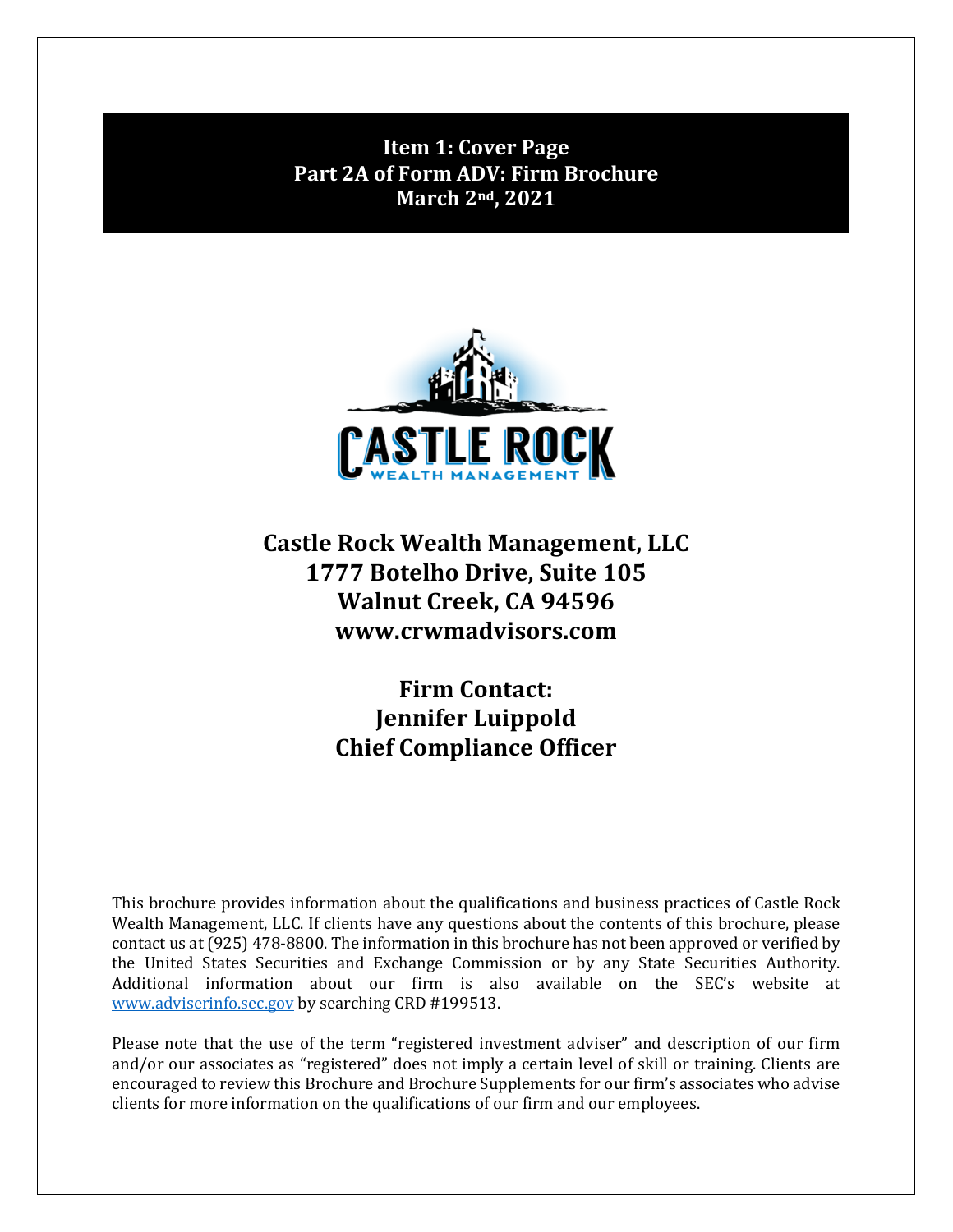# Item 1: Cover Page
# Part 2A of Form ADV: Firm Brochure
# March 2nd, 2021

**Castle Rock Wealth Management, LLC**
**1777 Botelho Drive, Suite 105**
**Walnut Creek, CA 94596**
**www.crwmadvisors.com**

**Firm Contact:**
**Jennifer Luippold**
**Chief Compliance Officer**

This brochure provides information about the qualifications and business practices of Castle Rock Wealth Management, LLC. If clients have any questions about the contents of this brochure, please contact us at (925) 478-8800. The information in this brochure has not been approved or verified by the United States Securities and Exchange Commission or by any State Securities Authority. Additional information about our firm is also available on the SEC's website at www.adviserinfo.sec.gov by searching CRD #199513.

Please note that the use of the term "registered investment adviser" and description of our firm and/or our associates as "registered" does not imply a certain level of skill or training. Clients are encouraged to review this Brochure and Brochure Supplements for our firm's associates who advise clients for more information on the qualifications of our firm and our employees.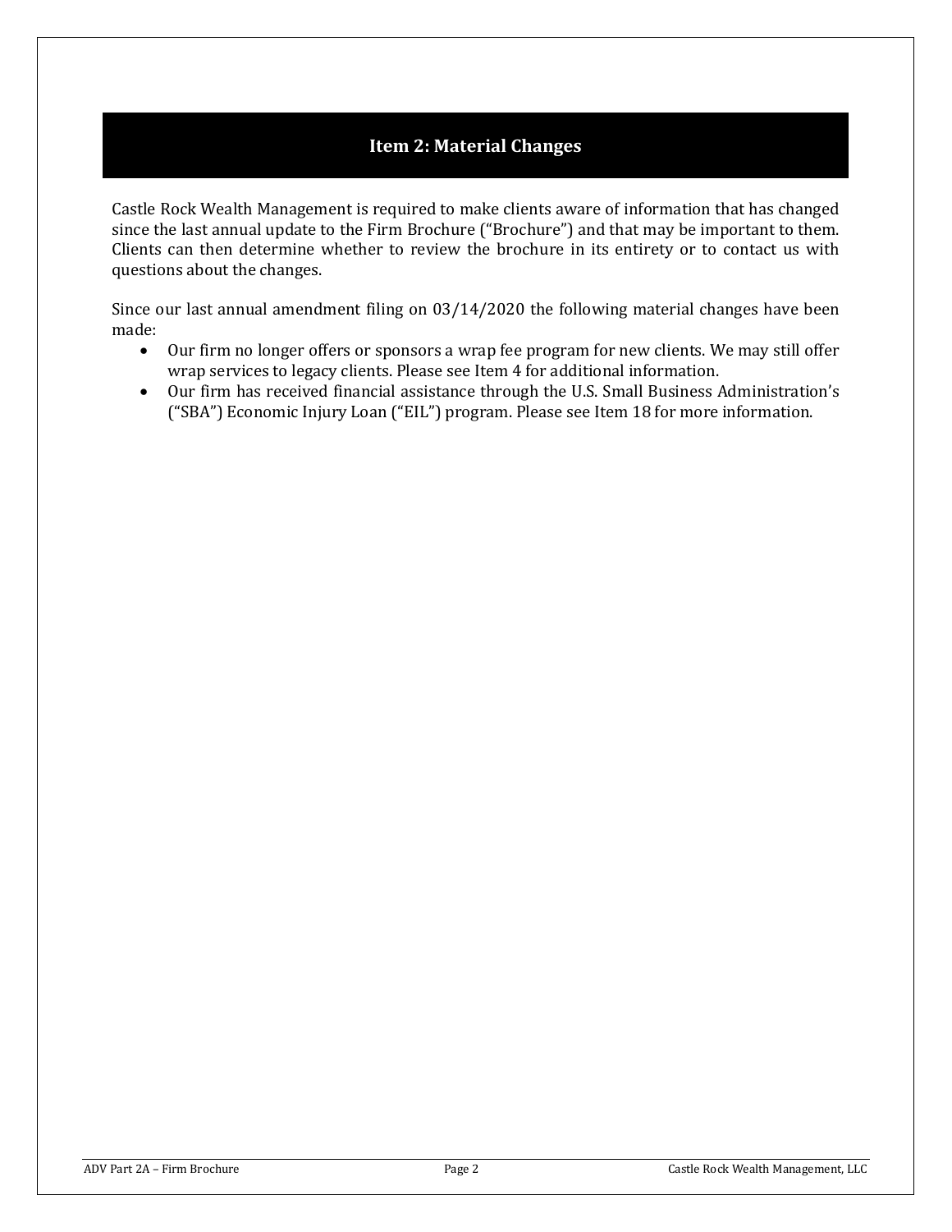## Item 2: Material Changes

Castle Rock Wealth Management is required to make clients aware of information that has changed since the last annual update to the Firm Brochure ("Brochure") and that may be important to them. Clients can then determine whether to review the brochure in its entirety or to contact us with questions about the changes.

Since our last annual amendment filing on 03/14/2020 the following material changes have been made:

- Our firm no longer offers or sponsors a wrap fee program for new clients. We may still offer wrap services to legacy clients. Please see Item 4 for additional information.
- Our firm has received financial assistance through the U.S. Small Business Administration's ("SBA") Economic Injury Loan ("EIL") program. Please see Item 18 for more information.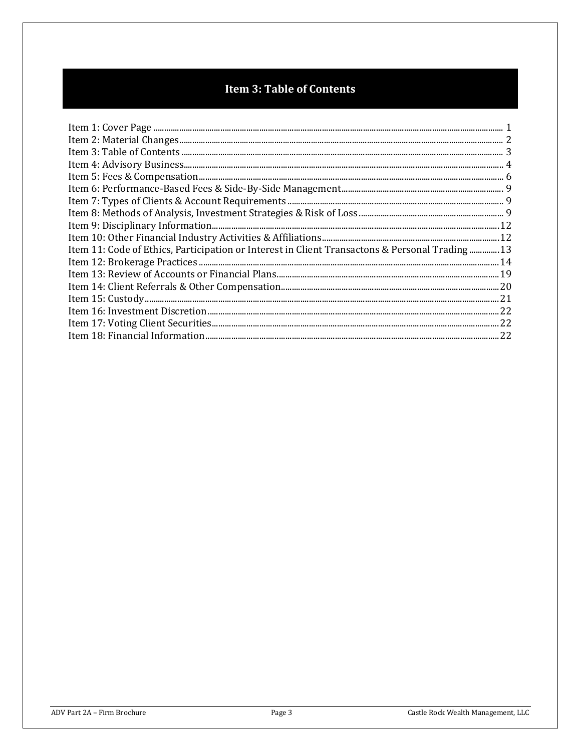# Item 3: Table of Contents

Item 1: Cover Page ..................................................................... 1
Item 2: Material Changes ..................................................................... 2
Item 3: Table of Contents ..................................................................... 3
Item 4: Advisory Business ..................................................................... 4
Item 5: Fees & Compensation ..................................................................... 6
Item 6: Performance-Based Fees & Side-By-Side Management ..................................................................... 9
Item 7: Types of Clients & Account Requirements ..................................................................... 9
Item 8: Methods of Analysis, Investment Strategies & Risk of Loss ..................................................................... 9
Item 9: Disciplinary Information ..................................................................... 12
Item 10: Other Financial Industry Activities & Affiliations ..................................................................... 12
Item 11: Code of Ethics, Participation or Interest in Client Transactons & Personal Trading ..................................................................... 13
Item 12: Brokerage Practices ..................................................................... 14
Item 13: Review of Accounts or Financial Plans ..................................................................... 19
Item 14: Client Referrals & Other Compensation ..................................................................... 20
Item 15: Custody ..................................................................... 21
Item 16: Investment Discretion ..................................................................... 22
Item 17: Voting Client Securities ..................................................................... 22
Item 18: Financial Information ..................................................................... 22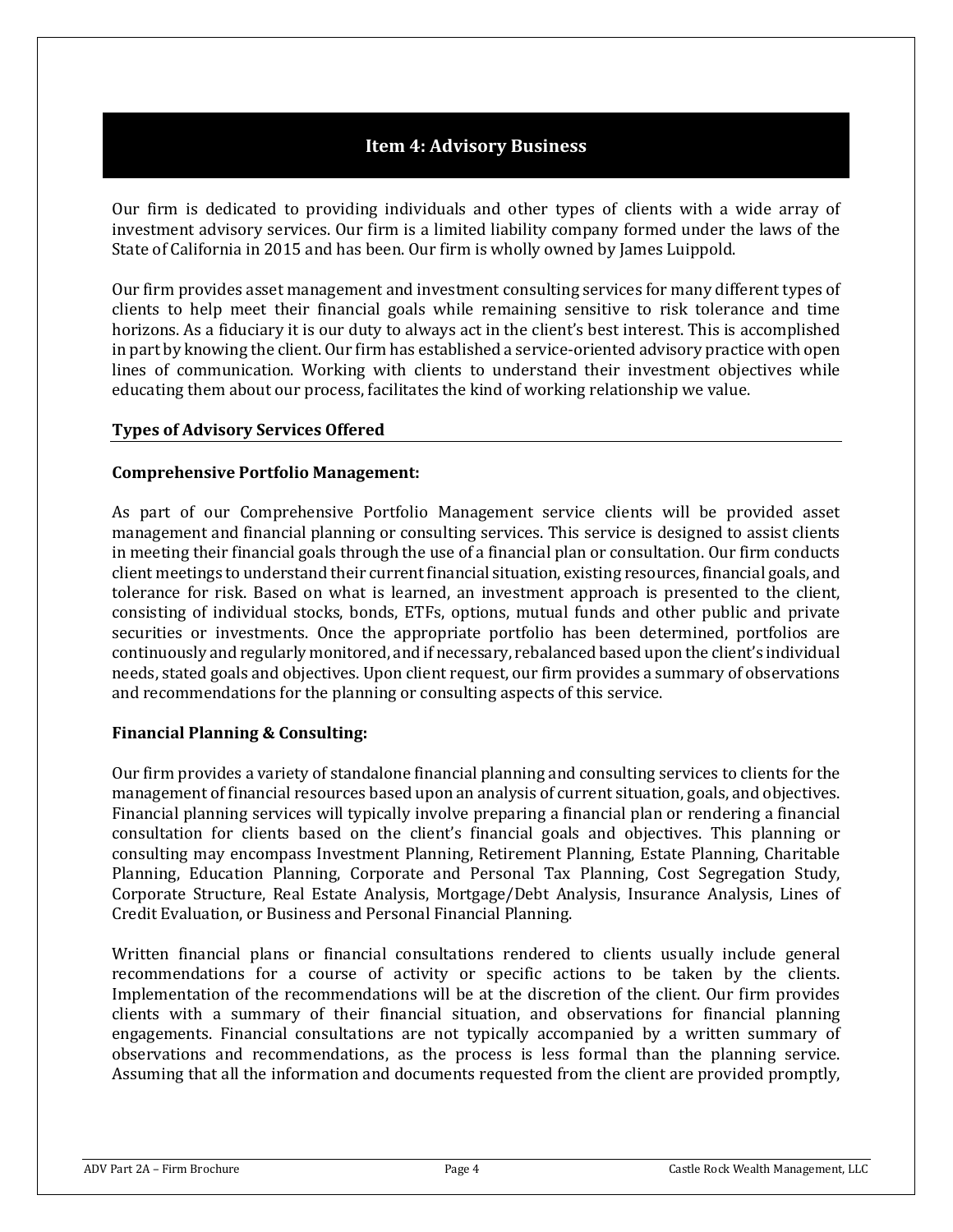## Item 4: Advisory Business

Our firm is dedicated to providing individuals and other types of clients with a wide array of investment advisory services. Our firm is a limited liability company formed under the laws of the State of California in 2015 and has been. Our firm is wholly owned by James Luippold.

Our firm provides asset management and investment consulting services for many different types of clients to help meet their financial goals while remaining sensitive to risk tolerance and time horizons. As a fiduciary it is our duty to always act in the client's best interest. This is accomplished in part by knowing the client. Our firm has established a service-oriented advisory practice with open lines of communication. Working with clients to understand their investment objectives while educating them about our process, facilitates the kind of working relationship we value.

### Types of Advisory Services Offered

**Comprehensive Portfolio Management:**

As part of our Comprehensive Portfolio Management service clients will be provided asset management and financial planning or consulting services. This service is designed to assist clients in meeting their financial goals through the use of a financial plan or consultation. Our firm conducts client meetings to understand their current financial situation, existing resources, financial goals, and tolerance for risk. Based on what is learned, an investment approach is presented to the client, consisting of individual stocks, bonds, ETFs, options, mutual funds and other public and private securities or investments. Once the appropriate portfolio has been determined, portfolios are continuously and regularly monitored, and if necessary, rebalanced based upon the client's individual needs, stated goals and objectives. Upon client request, our firm provides a summary of observations and recommendations for the planning or consulting aspects of this service.

**Financial Planning & Consulting:**

Our firm provides a variety of standalone financial planning and consulting services to clients for the management of financial resources based upon an analysis of current situation, goals, and objectives. Financial planning services will typically involve preparing a financial plan or rendering a financial consultation for clients based on the client's financial goals and objectives. This planning or consulting may encompass Investment Planning, Retirement Planning, Estate Planning, Charitable Planning, Education Planning, Corporate and Personal Tax Planning, Cost Segregation Study, Corporate Structure, Real Estate Analysis, Mortgage/Debt Analysis, Insurance Analysis, Lines of Credit Evaluation, or Business and Personal Financial Planning.

Written financial plans or financial consultations rendered to clients usually include general recommendations for a course of activity or specific actions to be taken by the clients. Implementation of the recommendations will be at the discretion of the client. Our firm provides clients with a summary of their financial situation, and observations for financial planning engagements. Financial consultations are not typically accompanied by a written summary of observations and recommendations, as the process is less formal than the planning service. Assuming that all the information and documents requested from the client are provided promptly,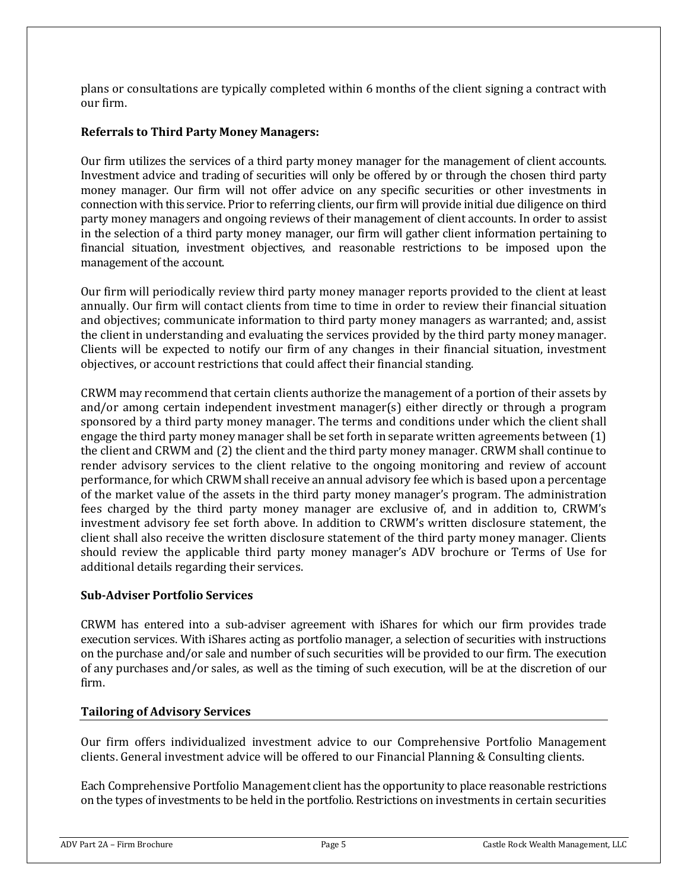plans or consultations are typically completed within 6 months of the client signing a contract with our firm.

**Referrals to Third Party Money Managers:**

Our firm utilizes the services of a third party money manager for the management of client accounts. Investment advice and trading of securities will only be offered by or through the chosen third party money manager. Our firm will not offer advice on any specific securities or other investments in connection with this service. Prior to referring clients, our firm will provide initial due diligence on third party money managers and ongoing reviews of their management of client accounts. In order to assist in the selection of a third party money manager, our firm will gather client information pertaining to financial situation, investment objectives, and reasonable restrictions to be imposed upon the management of the account.

Our firm will periodically review third party money manager reports provided to the client at least annually. Our firm will contact clients from time to time in order to review their financial situation and objectives; communicate information to third party money managers as warranted; and, assist the client in understanding and evaluating the services provided by the third party money manager. Clients will be expected to notify our firm of any changes in their financial situation, investment objectives, or account restrictions that could affect their financial standing.

CRWM may recommend that certain clients authorize the management of a portion of their assets by and/or among certain independent investment manager(s) either directly or through a program sponsored by a third party money manager. The terms and conditions under which the client shall engage the third party money manager shall be set forth in separate written agreements between (1) the client and CRWM and (2) the client and the third party money manager. CRWM shall continue to render advisory services to the client relative to the ongoing monitoring and review of account performance, for which CRWM shall receive an annual advisory fee which is based upon a percentage of the market value of the assets in the third party money manager's program. The administration fees charged by the third party money manager are exclusive of, and in addition to, CRWM's investment advisory fee set forth above. In addition to CRWM's written disclosure statement, the client shall also receive the written disclosure statement of the third party money manager. Clients should review the applicable third party money manager's ADV brochure or Terms of Use for additional details regarding their services.

**Sub-Adviser Portfolio Services**

CRWM has entered into a sub-adviser agreement with iShares for which our firm provides trade execution services. With iShares acting as portfolio manager, a selection of securities with instructions on the purchase and/or sale and number of such securities will be provided to our firm. The execution of any purchases and/or sales, as well as the timing of such execution, will be at the discretion of our firm.

## Tailoring of Advisory Services

Our firm offers individualized investment advice to our Comprehensive Portfolio Management clients. General investment advice will be offered to our Financial Planning & Consulting clients.

Each Comprehensive Portfolio Management client has the opportunity to place reasonable restrictions on the types of investments to be held in the portfolio. Restrictions on investments in certain securities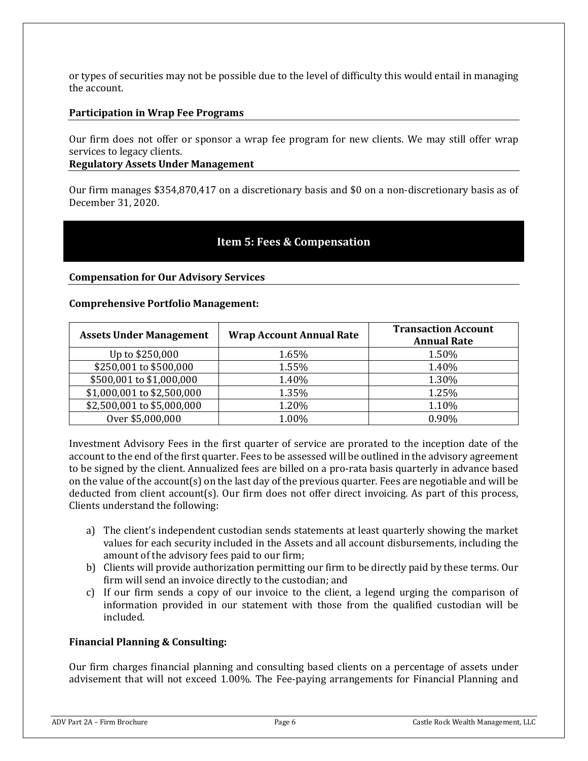or types of securities may not be possible due to the level of difficulty this would entail in managing the account.

### Participation in Wrap Fee Programs

Our firm does not offer or sponsor a wrap fee program for new clients. We may still offer wrap services to legacy clients.

### Regulatory Assets Under Management

Our firm manages $354,870,417 on a discretionary basis and $0 on a non-discretionary basis as of December 31, 2020.

## Item 5: Fees & Compensation

### Compensation for Our Advisory Services

**Comprehensive Portfolio Management:**

| Assets Under Management | Wrap Account Annual Rate | Transaction Account Annual Rate |
|---|---|---|
| Up to $250,000 | 1.65% | 1.50% |
| $250,001 to $500,000 | 1.55% | 1.40% |
| $500,001 to $1,000,000 | 1.40% | 1.30% |
| $1,000,001 to $2,500,000 | 1.35% | 1.25% |
| $2,500,001 to $5,000,000 | 1.20% | 1.10% |
| Over $5,000,000 | 1.00% | 0.90% |

Investment Advisory Fees in the first quarter of service are prorated to the inception date of the account to the end of the first quarter. Fees to be assessed will be outlined in the advisory agreement to be signed by the client. Annualized fees are billed on a pro-rata basis quarterly in advance based on the value of the account(s) on the last day of the previous quarter. Fees are negotiable and will be deducted from client account(s). Our firm does not offer direct invoicing. As part of this process, Clients understand the following:

a) The client's independent custodian sends statements at least quarterly showing the market values for each security included in the Assets and all account disbursements, including the amount of the advisory fees paid to our firm;
b) Clients will provide authorization permitting our firm to be directly paid by these terms. Our firm will send an invoice directly to the custodian; and
c) If our firm sends a copy of our invoice to the client, a legend urging the comparison of information provided in our statement with those from the qualified custodian will be included.

**Financial Planning & Consulting:**

Our firm charges financial planning and consulting based clients on a percentage of assets under advisement that will not exceed 1.00%. The Fee-paying arrangements for Financial Planning and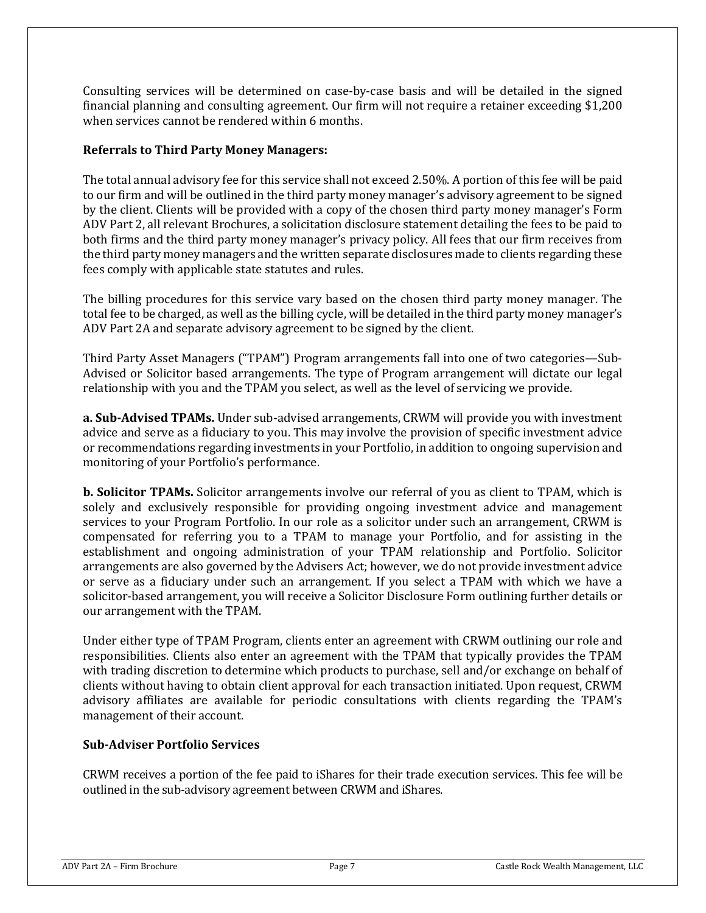Consulting services will be determined on case-by-case basis and will be detailed in the signed financial planning and consulting agreement. Our firm will not require a retainer exceeding $1,200 when services cannot be rendered within 6 months.

**Referrals to Third Party Money Managers:**

The total annual advisory fee for this service shall not exceed 2.50%. A portion of this fee will be paid to our firm and will be outlined in the third party money manager's advisory agreement to be signed by the client. Clients will be provided with a copy of the chosen third party money manager's Form ADV Part 2, all relevant Brochures, a solicitation disclosure statement detailing the fees to be paid to both firms and the third party money manager's privacy policy. All fees that our firm receives from the third party money managers and the written separate disclosures made to clients regarding these fees comply with applicable state statutes and rules.

The billing procedures for this service vary based on the chosen third party money manager. The total fee to be charged, as well as the billing cycle, will be detailed in the third party money manager's ADV Part 2A and separate advisory agreement to be signed by the client.

Third Party Asset Managers ("TPAM") Program arrangements fall into one of two categories—Sub-Advised or Solicitor based arrangements. The type of Program arrangement will dictate our legal relationship with you and the TPAM you select, as well as the level of servicing we provide.

**a. Sub-Advised TPAMs.** Under sub-advised arrangements, CRWM will provide you with investment advice and serve as a fiduciary to you. This may involve the provision of specific investment advice or recommendations regarding investments in your Portfolio, in addition to ongoing supervision and monitoring of your Portfolio's performance.

**b. Solicitor TPAMs.** Solicitor arrangements involve our referral of you as client to TPAM, which is solely and exclusively responsible for providing ongoing investment advice and management services to your Program Portfolio. In our role as a solicitor under such an arrangement, CRWM is compensated for referring you to a TPAM to manage your Portfolio, and for assisting in the establishment and ongoing administration of your TPAM relationship and Portfolio. Solicitor arrangements are also governed by the Advisers Act; however, we do not provide investment advice or serve as a fiduciary under such an arrangement. If you select a TPAM with which we have a solicitor-based arrangement, you will receive a Solicitor Disclosure Form outlining further details or our arrangement with the TPAM.

Under either type of TPAM Program, clients enter an agreement with CRWM outlining our role and responsibilities. Clients also enter an agreement with the TPAM that typically provides the TPAM with trading discretion to determine which products to purchase, sell and/or exchange on behalf of clients without having to obtain client approval for each transaction initiated. Upon request, CRWM advisory affiliates are available for periodic consultations with clients regarding the TPAM's management of their account.

**Sub-Adviser Portfolio Services**

CRWM receives a portion of the fee paid to iShares for their trade execution services. This fee will be outlined in the sub-advisory agreement between CRWM and iShares.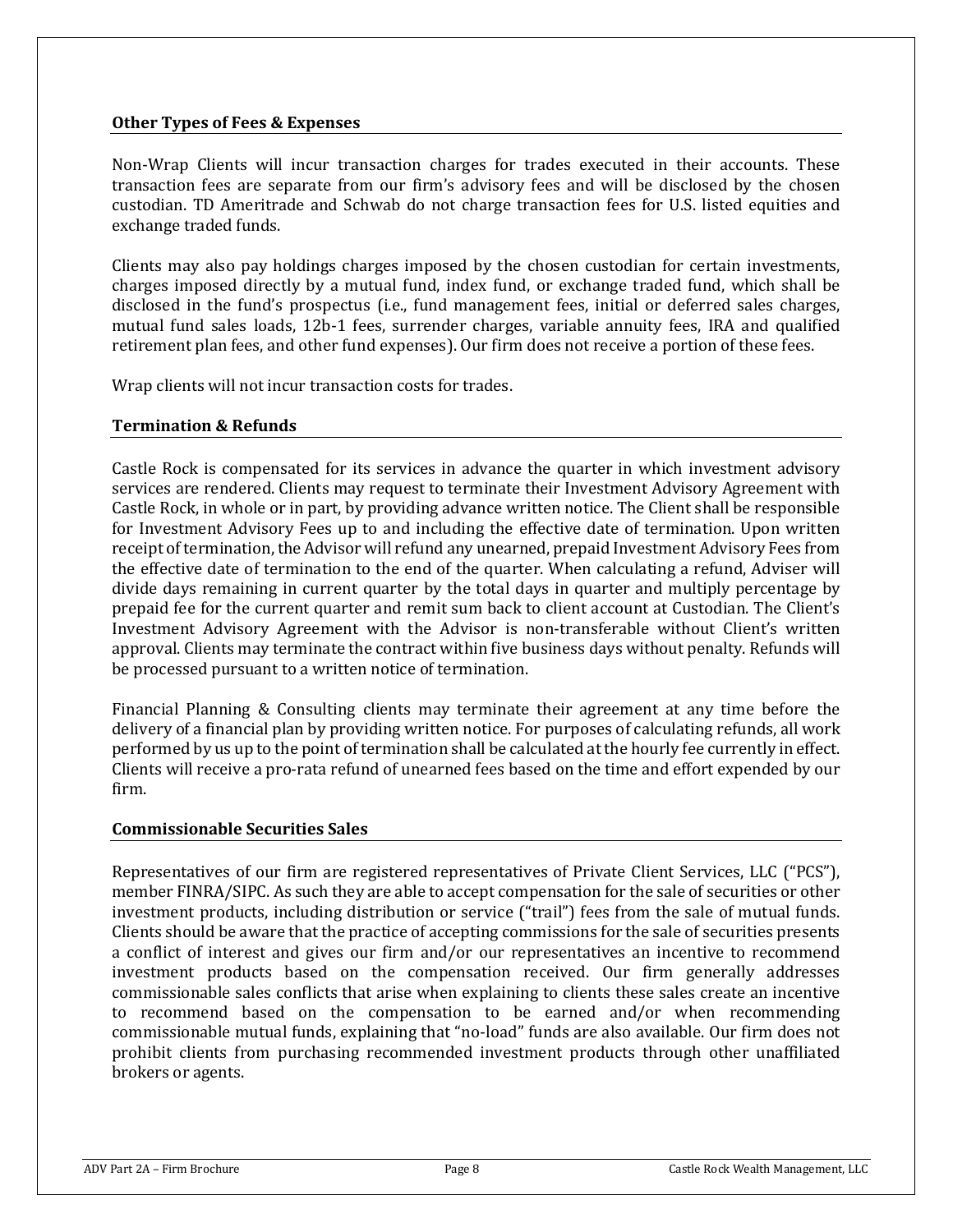### Other Types of Fees & Expenses

Non-Wrap Clients will incur transaction charges for trades executed in their accounts. These transaction fees are separate from our firm's advisory fees and will be disclosed by the chosen custodian. TD Ameritrade and Schwab do not charge transaction fees for U.S. listed equities and exchange traded funds.

Clients may also pay holdings charges imposed by the chosen custodian for certain investments, charges imposed directly by a mutual fund, index fund, or exchange traded fund, which shall be disclosed in the fund's prospectus (i.e., fund management fees, initial or deferred sales charges, mutual fund sales loads, 12b-1 fees, surrender charges, variable annuity fees, IRA and qualified retirement plan fees, and other fund expenses). Our firm does not receive a portion of these fees.

Wrap clients will not incur transaction costs for trades.

### Termination & Refunds

Castle Rock is compensated for its services in advance the quarter in which investment advisory services are rendered. Clients may request to terminate their Investment Advisory Agreement with Castle Rock, in whole or in part, by providing advance written notice. The Client shall be responsible for Investment Advisory Fees up to and including the effective date of termination. Upon written receipt of termination, the Advisor will refund any unearned, prepaid Investment Advisory Fees from the effective date of termination to the end of the quarter. When calculating a refund, Adviser will divide days remaining in current quarter by the total days in quarter and multiply percentage by prepaid fee for the current quarter and remit sum back to client account at Custodian. The Client's Investment Advisory Agreement with the Advisor is non-transferable without Client's written approval. Clients may terminate the contract within five business days without penalty. Refunds will be processed pursuant to a written notice of termination.

Financial Planning & Consulting clients may terminate their agreement at any time before the delivery of a financial plan by providing written notice. For purposes of calculating refunds, all work performed by us up to the point of termination shall be calculated at the hourly fee currently in effect. Clients will receive a pro-rata refund of unearned fees based on the time and effort expended by our firm.

### Commissionable Securities Sales

Representatives of our firm are registered representatives of Private Client Services, LLC ("PCS"), member FINRA/SIPC. As such they are able to accept compensation for the sale of securities or other investment products, including distribution or service ("trail") fees from the sale of mutual funds. Clients should be aware that the practice of accepting commissions for the sale of securities presents a conflict of interest and gives our firm and/or our representatives an incentive to recommend investment products based on the compensation received. Our firm generally addresses commissionable sales conflicts that arise when explaining to clients these sales create an incentive to recommend based on the compensation to be earned and/or when recommending commissionable mutual funds, explaining that "no-load" funds are also available. Our firm does not prohibit clients from purchasing recommended investment products through other unaffiliated brokers or agents.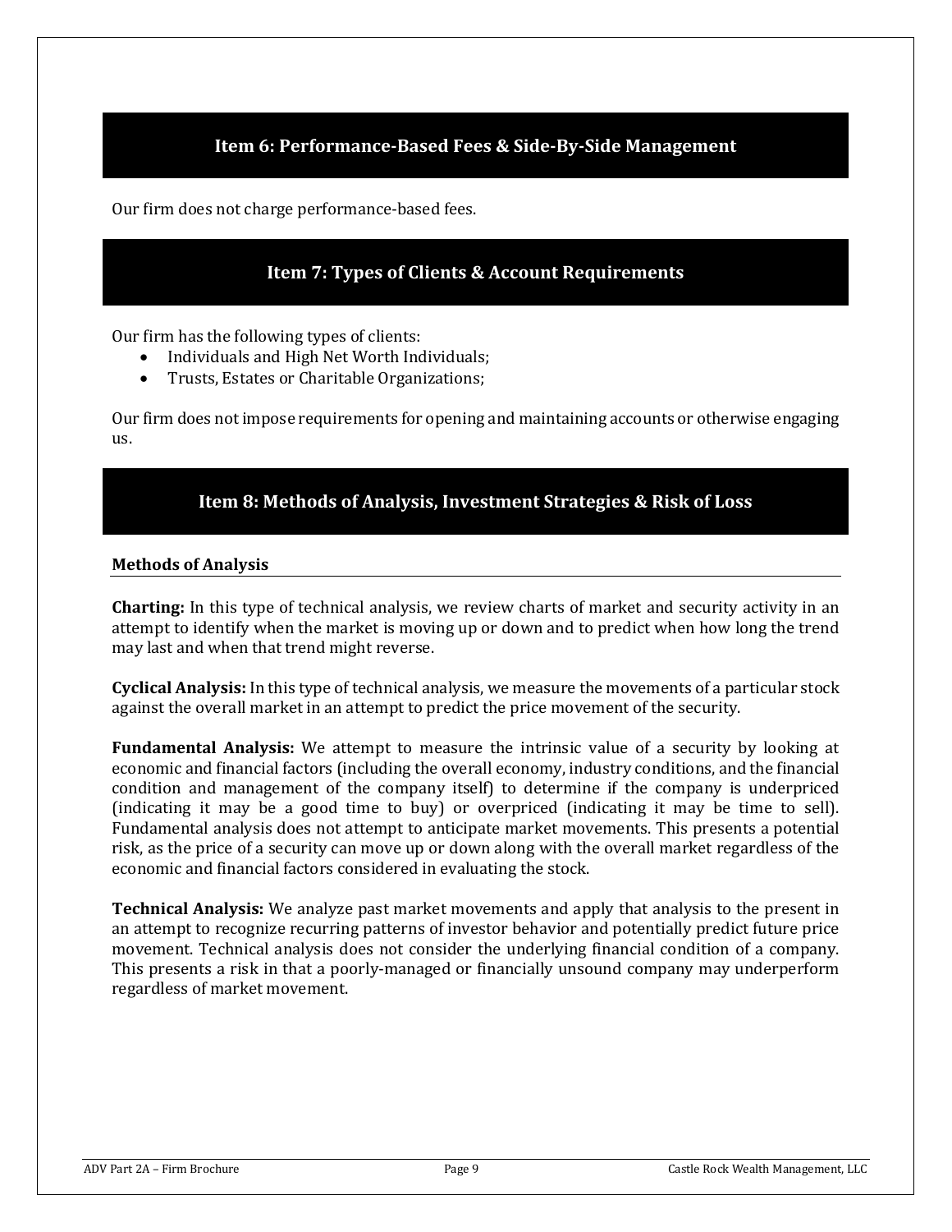## Item 6: Performance-Based Fees & Side-By-Side Management

Our firm does not charge performance-based fees.

## Item 7: Types of Clients & Account Requirements

Our firm has the following types of clients:

- Individuals and High Net Worth Individuals;
- Trusts, Estates or Charitable Organizations;

Our firm does not impose requirements for opening and maintaining accounts or otherwise engaging us.

## Item 8: Methods of Analysis, Investment Strategies & Risk of Loss

### Methods of Analysis

**Charting:** In this type of technical analysis, we review charts of market and security activity in an attempt to identify when the market is moving up or down and to predict when how long the trend may last and when that trend might reverse.

**Cyclical Analysis:** In this type of technical analysis, we measure the movements of a particular stock against the overall market in an attempt to predict the price movement of the security.

**Fundamental Analysis:** We attempt to measure the intrinsic value of a security by looking at economic and financial factors (including the overall economy, industry conditions, and the financial condition and management of the company itself) to determine if the company is underpriced (indicating it may be a good time to buy) or overpriced (indicating it may be time to sell). Fundamental analysis does not attempt to anticipate market movements. This presents a potential risk, as the price of a security can move up or down along with the overall market regardless of the economic and financial factors considered in evaluating the stock.

**Technical Analysis:** We analyze past market movements and apply that analysis to the present in an attempt to recognize recurring patterns of investor behavior and potentially predict future price movement. Technical analysis does not consider the underlying financial condition of a company. This presents a risk in that a poorly-managed or financially unsound company may underperform regardless of market movement.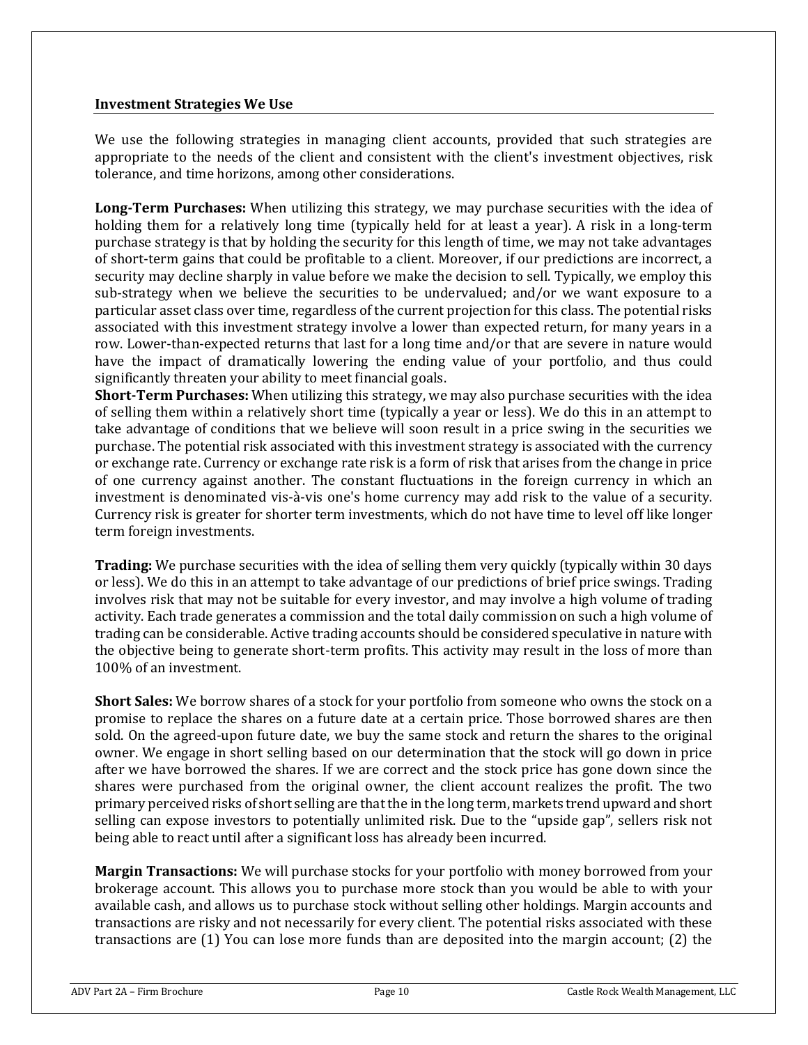## Investment Strategies We Use

We use the following strategies in managing client accounts, provided that such strategies are appropriate to the needs of the client and consistent with the client's investment objectives, risk tolerance, and time horizons, among other considerations.

**Long-Term Purchases:** When utilizing this strategy, we may purchase securities with the idea of holding them for a relatively long time (typically held for at least a year). A risk in a long-term purchase strategy is that by holding the security for this length of time, we may not take advantages of short-term gains that could be profitable to a client. Moreover, if our predictions are incorrect, a security may decline sharply in value before we make the decision to sell. Typically, we employ this sub-strategy when we believe the securities to be undervalued; and/or we want exposure to a particular asset class over time, regardless of the current projection for this class. The potential risks associated with this investment strategy involve a lower than expected return, for many years in a row. Lower-than-expected returns that last for a long time and/or that are severe in nature would have the impact of dramatically lowering the ending value of your portfolio, and thus could significantly threaten your ability to meet financial goals.

**Short-Term Purchases:** When utilizing this strategy, we may also purchase securities with the idea of selling them within a relatively short time (typically a year or less). We do this in an attempt to take advantage of conditions that we believe will soon result in a price swing in the securities we purchase. The potential risk associated with this investment strategy is associated with the currency or exchange rate. Currency or exchange rate risk is a form of risk that arises from the change in price of one currency against another. The constant fluctuations in the foreign currency in which an investment is denominated vis-à-vis one's home currency may add risk to the value of a security. Currency risk is greater for shorter term investments, which do not have time to level off like longer term foreign investments.

**Trading:** We purchase securities with the idea of selling them very quickly (typically within 30 days or less). We do this in an attempt to take advantage of our predictions of brief price swings. Trading involves risk that may not be suitable for every investor, and may involve a high volume of trading activity. Each trade generates a commission and the total daily commission on such a high volume of trading can be considerable. Active trading accounts should be considered speculative in nature with the objective being to generate short-term profits. This activity may result in the loss of more than 100% of an investment.

**Short Sales:** We borrow shares of a stock for your portfolio from someone who owns the stock on a promise to replace the shares on a future date at a certain price. Those borrowed shares are then sold. On the agreed-upon future date, we buy the same stock and return the shares to the original owner. We engage in short selling based on our determination that the stock will go down in price after we have borrowed the shares. If we are correct and the stock price has gone down since the shares were purchased from the original owner, the client account realizes the profit. The two primary perceived risks of short selling are that the in the long term, markets trend upward and short selling can expose investors to potentially unlimited risk. Due to the "upside gap", sellers risk not being able to react until after a significant loss has already been incurred.

**Margin Transactions:** We will purchase stocks for your portfolio with money borrowed from your brokerage account. This allows you to purchase more stock than you would be able to with your available cash, and allows us to purchase stock without selling other holdings. Margin accounts and transactions are risky and not necessarily for every client. The potential risks associated with these transactions are (1) You can lose more funds than are deposited into the margin account; (2) the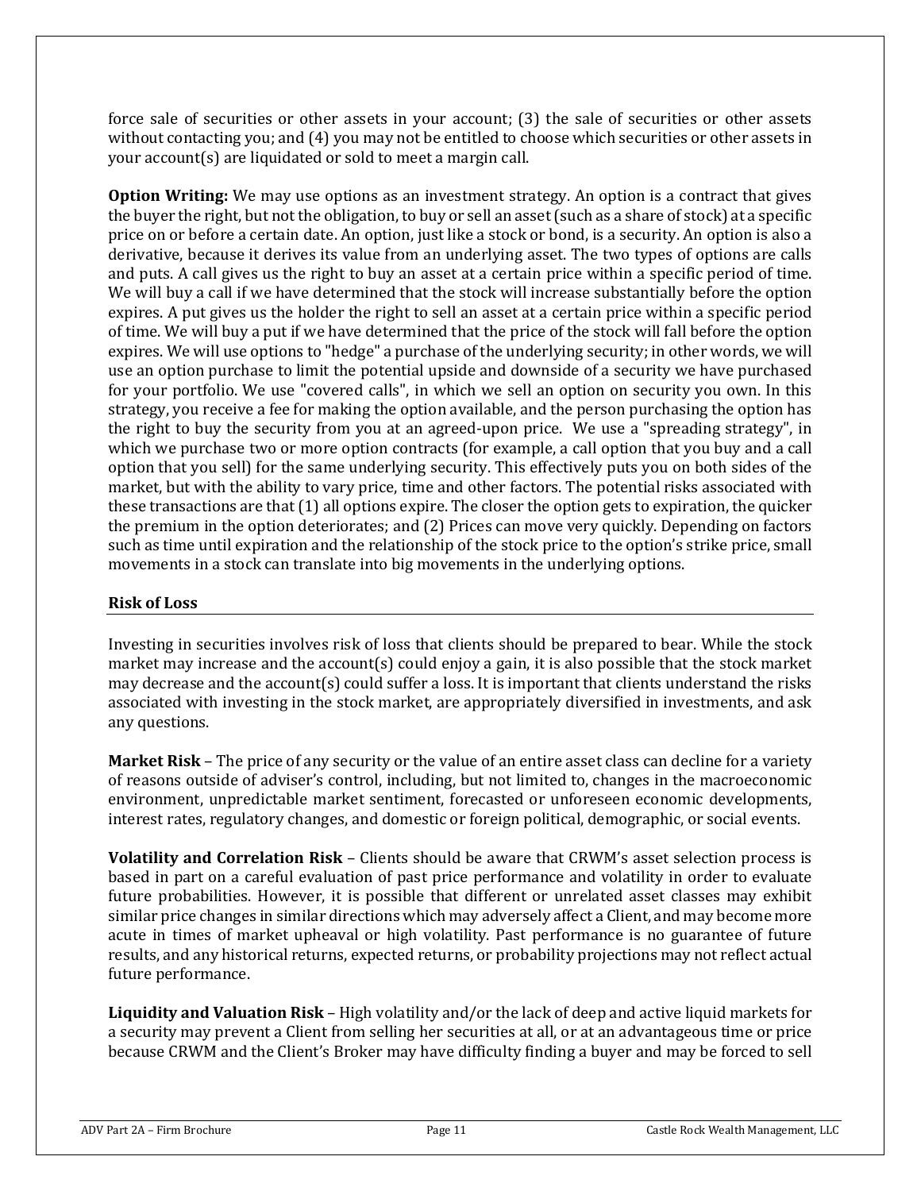force sale of securities or other assets in your account; (3) the sale of securities or other assets without contacting you; and (4) you may not be entitled to choose which securities or other assets in your account(s) are liquidated or sold to meet a margin call.

**Option Writing:** We may use options as an investment strategy. An option is a contract that gives the buyer the right, but not the obligation, to buy or sell an asset (such as a share of stock) at a specific price on or before a certain date. An option, just like a stock or bond, is a security. An option is also a derivative, because it derives its value from an underlying asset. The two types of options are calls and puts. A call gives us the right to buy an asset at a certain price within a specific period of time. We will buy a call if we have determined that the stock will increase substantially before the option expires. A put gives us the holder the right to sell an asset at a certain price within a specific period of time. We will buy a put if we have determined that the price of the stock will fall before the option expires. We will use options to "hedge" a purchase of the underlying security; in other words, we will use an option purchase to limit the potential upside and downside of a security we have purchased for your portfolio. We use "covered calls", in which we sell an option on security you own. In this strategy, you receive a fee for making the option available, and the person purchasing the option has the right to buy the security from you at an agreed-upon price. We use a "spreading strategy", in which we purchase two or more option contracts (for example, a call option that you buy and a call option that you sell) for the same underlying security. This effectively puts you on both sides of the market, but with the ability to vary price, time and other factors. The potential risks associated with these transactions are that (1) all options expire. The closer the option gets to expiration, the quicker the premium in the option deteriorates; and (2) Prices can move very quickly. Depending on factors such as time until expiration and the relationship of the stock price to the option's strike price, small movements in a stock can translate into big movements in the underlying options.

**Risk of Loss**

Investing in securities involves risk of loss that clients should be prepared to bear. While the stock market may increase and the account(s) could enjoy a gain, it is also possible that the stock market may decrease and the account(s) could suffer a loss. It is important that clients understand the risks associated with investing in the stock market, are appropriately diversified in investments, and ask any questions.

**Market Risk** – The price of any security or the value of an entire asset class can decline for a variety of reasons outside of adviser's control, including, but not limited to, changes in the macroeconomic environment, unpredictable market sentiment, forecasted or unforeseen economic developments, interest rates, regulatory changes, and domestic or foreign political, demographic, or social events.

**Volatility and Correlation Risk** – Clients should be aware that CRWM's asset selection process is based in part on a careful evaluation of past price performance and volatility in order to evaluate future probabilities. However, it is possible that different or unrelated asset classes may exhibit similar price changes in similar directions which may adversely affect a Client, and may become more acute in times of market upheaval or high volatility. Past performance is no guarantee of future results, and any historical returns, expected returns, or probability projections may not reflect actual future performance.

**Liquidity and Valuation Risk** – High volatility and/or the lack of deep and active liquid markets for a security may prevent a Client from selling her securities at all, or at an advantageous time or price because CRWM and the Client's Broker may have difficulty finding a buyer and may be forced to sell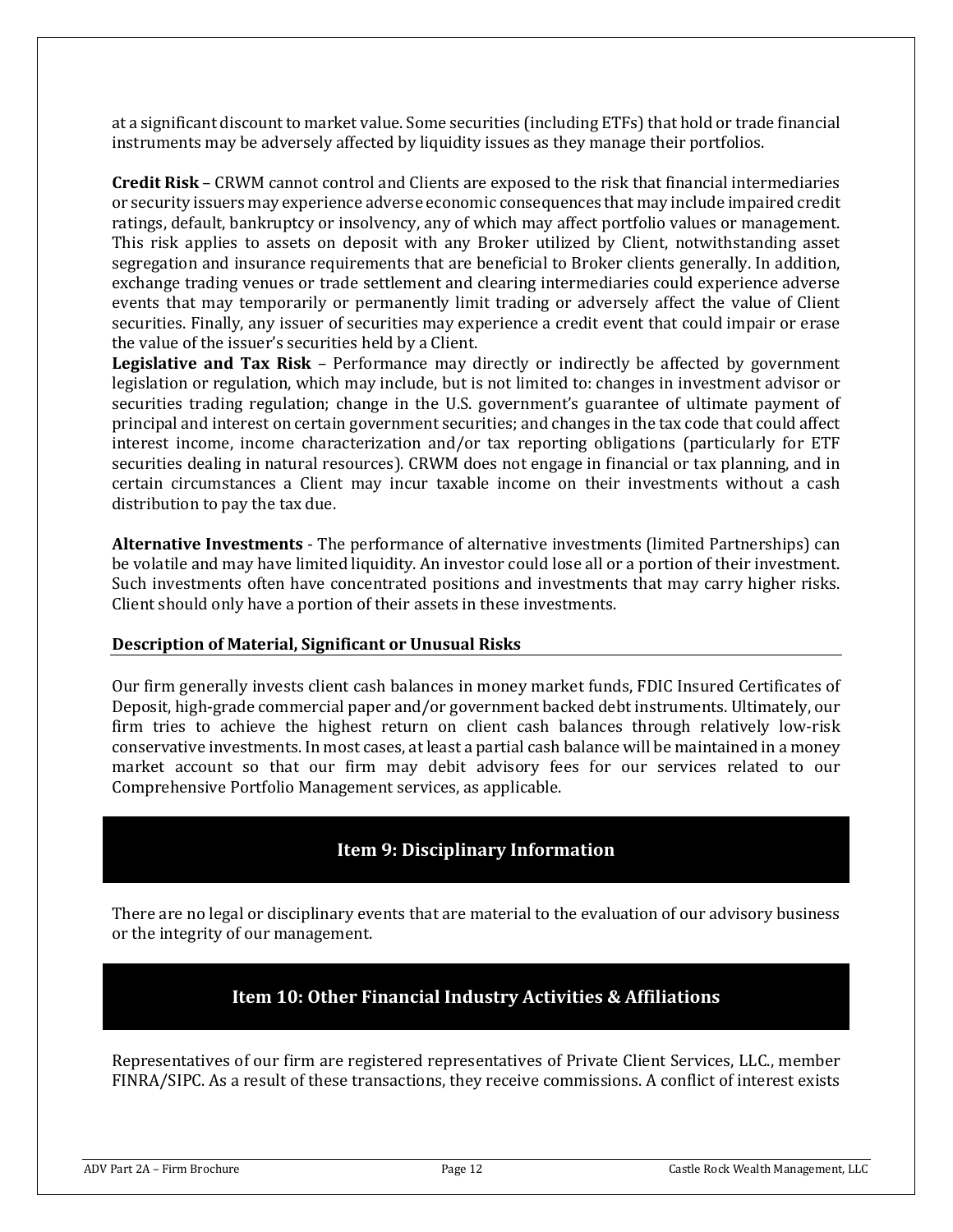at a significant discount to market value. Some securities (including ETFs) that hold or trade financial instruments may be adversely affected by liquidity issues as they manage their portfolios.

**Credit Risk** – CRWM cannot control and Clients are exposed to the risk that financial intermediaries or security issuers may experience adverse economic consequences that may include impaired credit ratings, default, bankruptcy or insolvency, any of which may affect portfolio values or management. This risk applies to assets on deposit with any Broker utilized by Client, notwithstanding asset segregation and insurance requirements that are beneficial to Broker clients generally. In addition, exchange trading venues or trade settlement and clearing intermediaries could experience adverse events that may temporarily or permanently limit trading or adversely affect the value of Client securities. Finally, any issuer of securities may experience a credit event that could impair or erase the value of the issuer's securities held by a Client.

**Legislative and Tax Risk** – Performance may directly or indirectly be affected by government legislation or regulation, which may include, but is not limited to: changes in investment advisor or securities trading regulation; change in the U.S. government's guarantee of ultimate payment of principal and interest on certain government securities; and changes in the tax code that could affect interest income, income characterization and/or tax reporting obligations (particularly for ETF securities dealing in natural resources). CRWM does not engage in financial or tax planning, and in certain circumstances a Client may incur taxable income on their investments without a cash distribution to pay the tax due.

**Alternative Investments** - The performance of alternative investments (limited Partnerships) can be volatile and may have limited liquidity. An investor could lose all or a portion of their investment. Such investments often have concentrated positions and investments that may carry higher risks. Client should only have a portion of their assets in these investments.

**Description of Material, Significant or Unusual Risks**

Our firm generally invests client cash balances in money market funds, FDIC Insured Certificates of Deposit, high-grade commercial paper and/or government backed debt instruments. Ultimately, our firm tries to achieve the highest return on client cash balances through relatively low-risk conservative investments. In most cases, at least a partial cash balance will be maintained in a money market account so that our firm may debit advisory fees for our services related to our Comprehensive Portfolio Management services, as applicable.

## Item 9: Disciplinary Information

There are no legal or disciplinary events that are material to the evaluation of our advisory business or the integrity of our management.

## Item 10: Other Financial Industry Activities & Affiliations

Representatives of our firm are registered representatives of Private Client Services, LLC., member FINRA/SIPC. As a result of these transactions, they receive commissions. A conflict of interest exists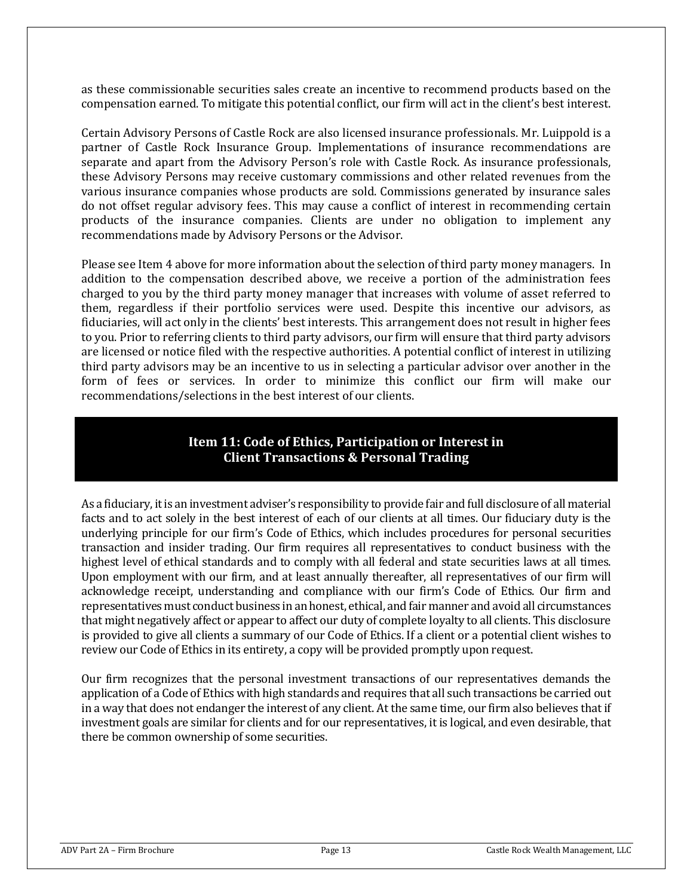as these commissionable securities sales create an incentive to recommend products based on the compensation earned. To mitigate this potential conflict, our firm will act in the client's best interest.

Certain Advisory Persons of Castle Rock are also licensed insurance professionals. Mr. Luippold is a partner of Castle Rock Insurance Group. Implementations of insurance recommendations are separate and apart from the Advisory Person's role with Castle Rock. As insurance professionals, these Advisory Persons may receive customary commissions and other related revenues from the various insurance companies whose products are sold. Commissions generated by insurance sales do not offset regular advisory fees. This may cause a conflict of interest in recommending certain products of the insurance companies. Clients are under no obligation to implement any recommendations made by Advisory Persons or the Advisor.

Please see Item 4 above for more information about the selection of third party money managers. In addition to the compensation described above, we receive a portion of the administration fees charged to you by the third party money manager that increases with volume of asset referred to them, regardless if their portfolio services were used. Despite this incentive our advisors, as fiduciaries, will act only in the clients' best interests. This arrangement does not result in higher fees to you. Prior to referring clients to third party advisors, our firm will ensure that third party advisors are licensed or notice filed with the respective authorities. A potential conflict of interest in utilizing third party advisors may be an incentive to us in selecting a particular advisor over another in the form of fees or services. In order to minimize this conflict our firm will make our recommendations/selections in the best interest of our clients.

## Item 11: Code of Ethics, Participation or Interest in Client Transactions & Personal Trading

As a fiduciary, it is an investment adviser's responsibility to provide fair and full disclosure of all material facts and to act solely in the best interest of each of our clients at all times. Our fiduciary duty is the underlying principle for our firm's Code of Ethics, which includes procedures for personal securities transaction and insider trading. Our firm requires all representatives to conduct business with the highest level of ethical standards and to comply with all federal and state securities laws at all times. Upon employment with our firm, and at least annually thereafter, all representatives of our firm will acknowledge receipt, understanding and compliance with our firm's Code of Ethics. Our firm and representatives must conduct business in an honest, ethical, and fair manner and avoid all circumstances that might negatively affect or appear to affect our duty of complete loyalty to all clients. This disclosure is provided to give all clients a summary of our Code of Ethics. If a client or a potential client wishes to review our Code of Ethics in its entirety, a copy will be provided promptly upon request.

Our firm recognizes that the personal investment transactions of our representatives demands the application of a Code of Ethics with high standards and requires that all such transactions be carried out in a way that does not endanger the interest of any client. At the same time, our firm also believes that if investment goals are similar for clients and for our representatives, it is logical, and even desirable, that there be common ownership of some securities.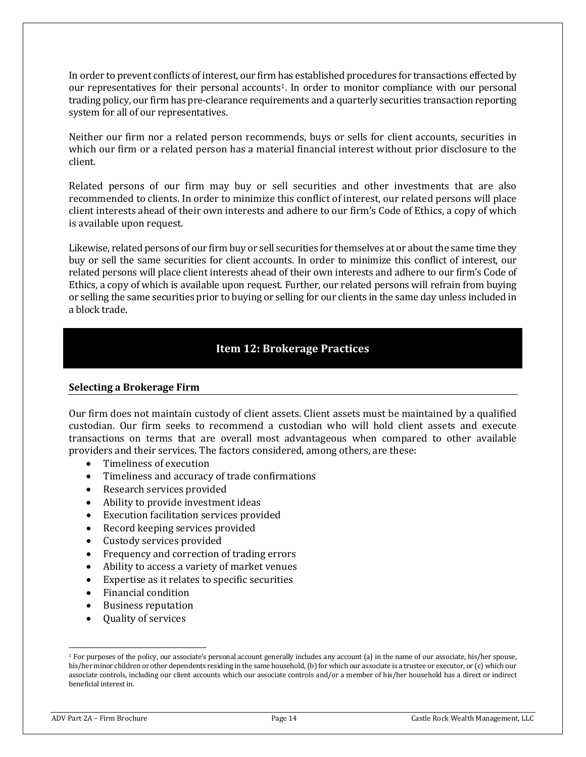In order to prevent conflicts of interest, our firm has established procedures for transactions effected by our representatives for their personal accounts[1]. In order to monitor compliance with our personal trading policy, our firm has pre-clearance requirements and a quarterly securities transaction reporting system for all of our representatives.

Neither our firm nor a related person recommends, buys or sells for client accounts, securities in which our firm or a related person has a material financial interest without prior disclosure to the client.

Related persons of our firm may buy or sell securities and other investments that are also recommended to clients. In order to minimize this conflict of interest, our related persons will place client interests ahead of their own interests and adhere to our firm's Code of Ethics, a copy of which is available upon request.

Likewise, related persons of our firm buy or sell securities for themselves at or about the same time they buy or sell the same securities for client accounts. In order to minimize this conflict of interest, our related persons will place client interests ahead of their own interests and adhere to our firm's Code of Ethics, a copy of which is available upon request. Further, our related persons will refrain from buying or selling the same securities prior to buying or selling for our clients in the same day unless included in a block trade.

## Item 12: Brokerage Practices

### Selecting a Brokerage Firm

Our firm does not maintain custody of client assets. Client assets must be maintained by a qualified custodian. Our firm seeks to recommend a custodian who will hold client assets and execute transactions on terms that are overall most advantageous when compared to other available providers and their services. The factors considered, among others, are these:

- Timeliness of execution
- Timeliness and accuracy of trade confirmations
- Research services provided
- Ability to provide investment ideas
- Execution facilitation services provided
- Record keeping services provided
- Custody services provided
- Frequency and correction of trading errors
- Ability to access a variety of market venues
- Expertise as it relates to specific securities
- Financial condition
- Business reputation
- Quality of services

---

[1] For purposes of the policy, our associate's personal account generally includes any account (a) in the name of our associate, his/her spouse, his/her minor children or other dependents residing in the same household, (b) for which our associate is a trustee or executor, or (c) which our associate controls, including our client accounts which our associate controls and/or a member of his/her household has a direct or indirect beneficial interest in.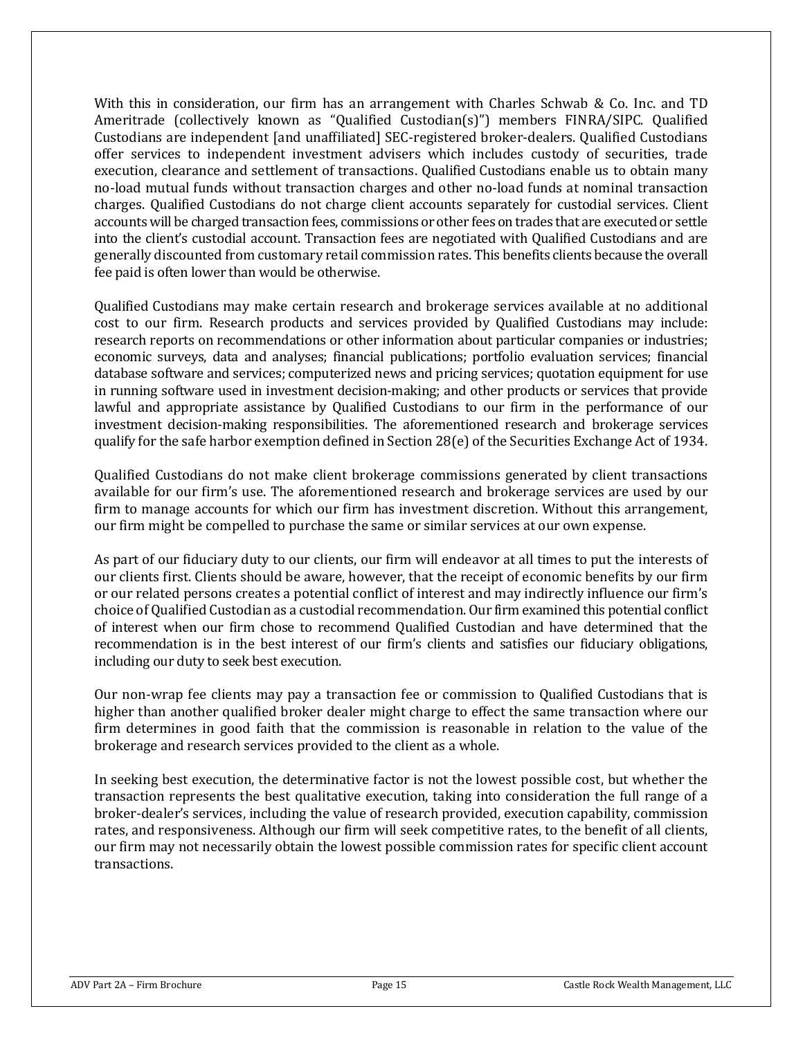With this in consideration, our firm has an arrangement with Charles Schwab & Co. Inc. and TD Ameritrade (collectively known as "Qualified Custodian(s)") members FINRA/SIPC. Qualified Custodians are independent [and unaffiliated] SEC-registered broker-dealers. Qualified Custodians offer services to independent investment advisers which includes custody of securities, trade execution, clearance and settlement of transactions. Qualified Custodians enable us to obtain many no-load mutual funds without transaction charges and other no-load funds at nominal transaction charges. Qualified Custodians do not charge client accounts separately for custodial services. Client accounts will be charged transaction fees, commissions or other fees on trades that are executed or settle into the client's custodial account. Transaction fees are negotiated with Qualified Custodians and are generally discounted from customary retail commission rates. This benefits clients because the overall fee paid is often lower than would be otherwise.

Qualified Custodians may make certain research and brokerage services available at no additional cost to our firm. Research products and services provided by Qualified Custodians may include: research reports on recommendations or other information about particular companies or industries; economic surveys, data and analyses; financial publications; portfolio evaluation services; financial database software and services; computerized news and pricing services; quotation equipment for use in running software used in investment decision-making; and other products or services that provide lawful and appropriate assistance by Qualified Custodians to our firm in the performance of our investment decision-making responsibilities. The aforementioned research and brokerage services qualify for the safe harbor exemption defined in Section 28(e) of the Securities Exchange Act of 1934.

Qualified Custodians do not make client brokerage commissions generated by client transactions available for our firm's use. The aforementioned research and brokerage services are used by our firm to manage accounts for which our firm has investment discretion. Without this arrangement, our firm might be compelled to purchase the same or similar services at our own expense.

As part of our fiduciary duty to our clients, our firm will endeavor at all times to put the interests of our clients first. Clients should be aware, however, that the receipt of economic benefits by our firm or our related persons creates a potential conflict of interest and may indirectly influence our firm's choice of Qualified Custodian as a custodial recommendation. Our firm examined this potential conflict of interest when our firm chose to recommend Qualified Custodian and have determined that the recommendation is in the best interest of our firm's clients and satisfies our fiduciary obligations, including our duty to seek best execution.

Our non-wrap fee clients may pay a transaction fee or commission to Qualified Custodians that is higher than another qualified broker dealer might charge to effect the same transaction where our firm determines in good faith that the commission is reasonable in relation to the value of the brokerage and research services provided to the client as a whole.

In seeking best execution, the determinative factor is not the lowest possible cost, but whether the transaction represents the best qualitative execution, taking into consideration the full range of a broker-dealer's services, including the value of research provided, execution capability, commission rates, and responsiveness. Although our firm will seek competitive rates, to the benefit of all clients, our firm may not necessarily obtain the lowest possible commission rates for specific client account transactions.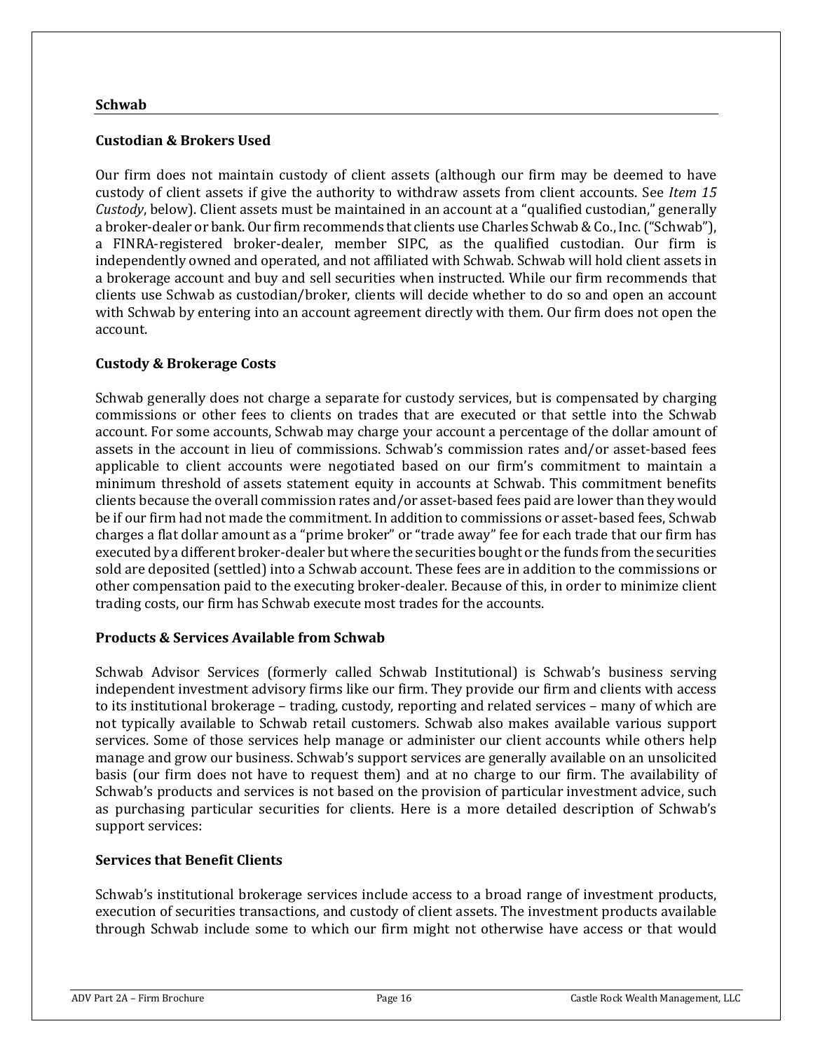**Schwab**

**Custodian & Brokers Used**

Our firm does not maintain custody of client assets (although our firm may be deemed to have custody of client assets if give the authority to withdraw assets from client accounts. See *Item 15 Custody*, below). Client assets must be maintained in an account at a "qualified custodian," generally a broker-dealer or bank. Our firm recommends that clients use Charles Schwab & Co., Inc. ("Schwab"), a FINRA-registered broker-dealer, member SIPC, as the qualified custodian. Our firm is independently owned and operated, and not affiliated with Schwab. Schwab will hold client assets in a brokerage account and buy and sell securities when instructed. While our firm recommends that clients use Schwab as custodian/broker, clients will decide whether to do so and open an account with Schwab by entering into an account agreement directly with them. Our firm does not open the account.

**Custody & Brokerage Costs**

Schwab generally does not charge a separate for custody services, but is compensated by charging commissions or other fees to clients on trades that are executed or that settle into the Schwab account. For some accounts, Schwab may charge your account a percentage of the dollar amount of assets in the account in lieu of commissions. Schwab's commission rates and/or asset-based fees applicable to client accounts were negotiated based on our firm's commitment to maintain a minimum threshold of assets statement equity in accounts at Schwab. This commitment benefits clients because the overall commission rates and/or asset-based fees paid are lower than they would be if our firm had not made the commitment. In addition to commissions or asset-based fees, Schwab charges a flat dollar amount as a "prime broker" or "trade away" fee for each trade that our firm has executed by a different broker-dealer but where the securities bought or the funds from the securities sold are deposited (settled) into a Schwab account. These fees are in addition to the commissions or other compensation paid to the executing broker-dealer. Because of this, in order to minimize client trading costs, our firm has Schwab execute most trades for the accounts.

**Products & Services Available from Schwab**

Schwab Advisor Services (formerly called Schwab Institutional) is Schwab's business serving independent investment advisory firms like our firm. They provide our firm and clients with access to its institutional brokerage – trading, custody, reporting and related services – many of which are not typically available to Schwab retail customers. Schwab also makes available various support services. Some of those services help manage or administer our client accounts while others help manage and grow our business. Schwab's support services are generally available on an unsolicited basis (our firm does not have to request them) and at no charge to our firm. The availability of Schwab's products and services is not based on the provision of particular investment advice, such as purchasing particular securities for clients. Here is a more detailed description of Schwab's support services:

**Services that Benefit Clients**

Schwab's institutional brokerage services include access to a broad range of investment products, execution of securities transactions, and custody of client assets. The investment products available through Schwab include some to which our firm might not otherwise have access or that would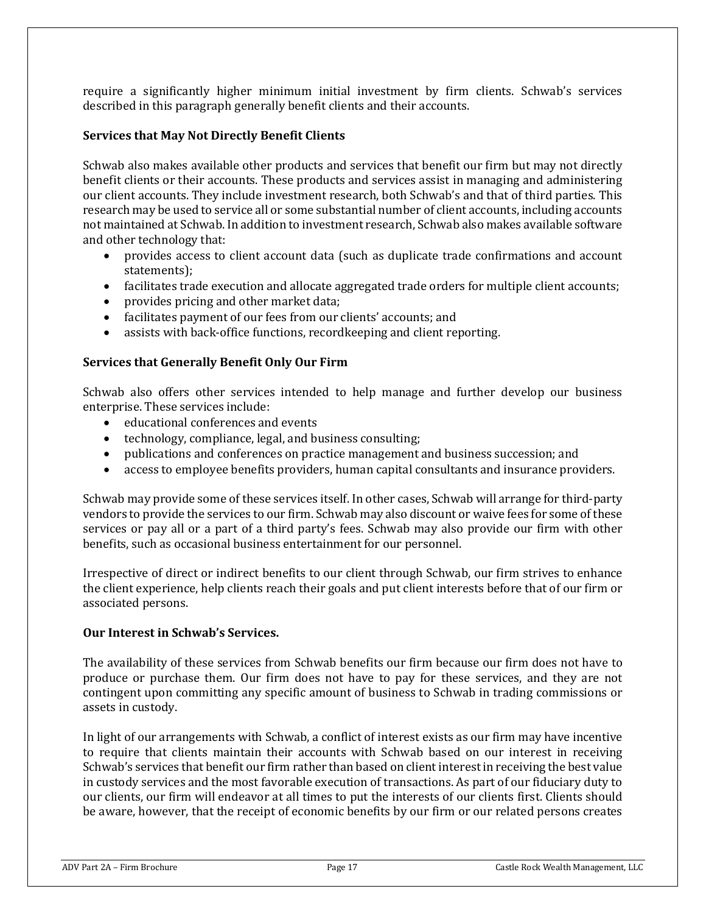require a significantly higher minimum initial investment by firm clients. Schwab's services described in this paragraph generally benefit clients and their accounts.

**Services that May Not Directly Benefit Clients**

Schwab also makes available other products and services that benefit our firm but may not directly benefit clients or their accounts. These products and services assist in managing and administering our client accounts. They include investment research, both Schwab's and that of third parties. This research may be used to service all or some substantial number of client accounts, including accounts not maintained at Schwab. In addition to investment research, Schwab also makes available software and other technology that:

- provides access to client account data (such as duplicate trade confirmations and account statements);
- facilitates trade execution and allocate aggregated trade orders for multiple client accounts;
- provides pricing and other market data;
- facilitates payment of our fees from our clients' accounts; and
- assists with back-office functions, recordkeeping and client reporting.

**Services that Generally Benefit Only Our Firm**

Schwab also offers other services intended to help manage and further develop our business enterprise. These services include:

- educational conferences and events
- technology, compliance, legal, and business consulting;
- publications and conferences on practice management and business succession; and
- access to employee benefits providers, human capital consultants and insurance providers.

Schwab may provide some of these services itself. In other cases, Schwab will arrange for third-party vendors to provide the services to our firm. Schwab may also discount or waive fees for some of these services or pay all or a part of a third party's fees. Schwab may also provide our firm with other benefits, such as occasional business entertainment for our personnel.

Irrespective of direct or indirect benefits to our client through Schwab, our firm strives to enhance the client experience, help clients reach their goals and put client interests before that of our firm or associated persons.

**Our Interest in Schwab's Services.**

The availability of these services from Schwab benefits our firm because our firm does not have to produce or purchase them. Our firm does not have to pay for these services, and they are not contingent upon committing any specific amount of business to Schwab in trading commissions or assets in custody.

In light of our arrangements with Schwab, a conflict of interest exists as our firm may have incentive to require that clients maintain their accounts with Schwab based on our interest in receiving Schwab's services that benefit our firm rather than based on client interest in receiving the best value in custody services and the most favorable execution of transactions. As part of our fiduciary duty to our clients, our firm will endeavor at all times to put the interests of our clients first. Clients should be aware, however, that the receipt of economic benefits by our firm or our related persons creates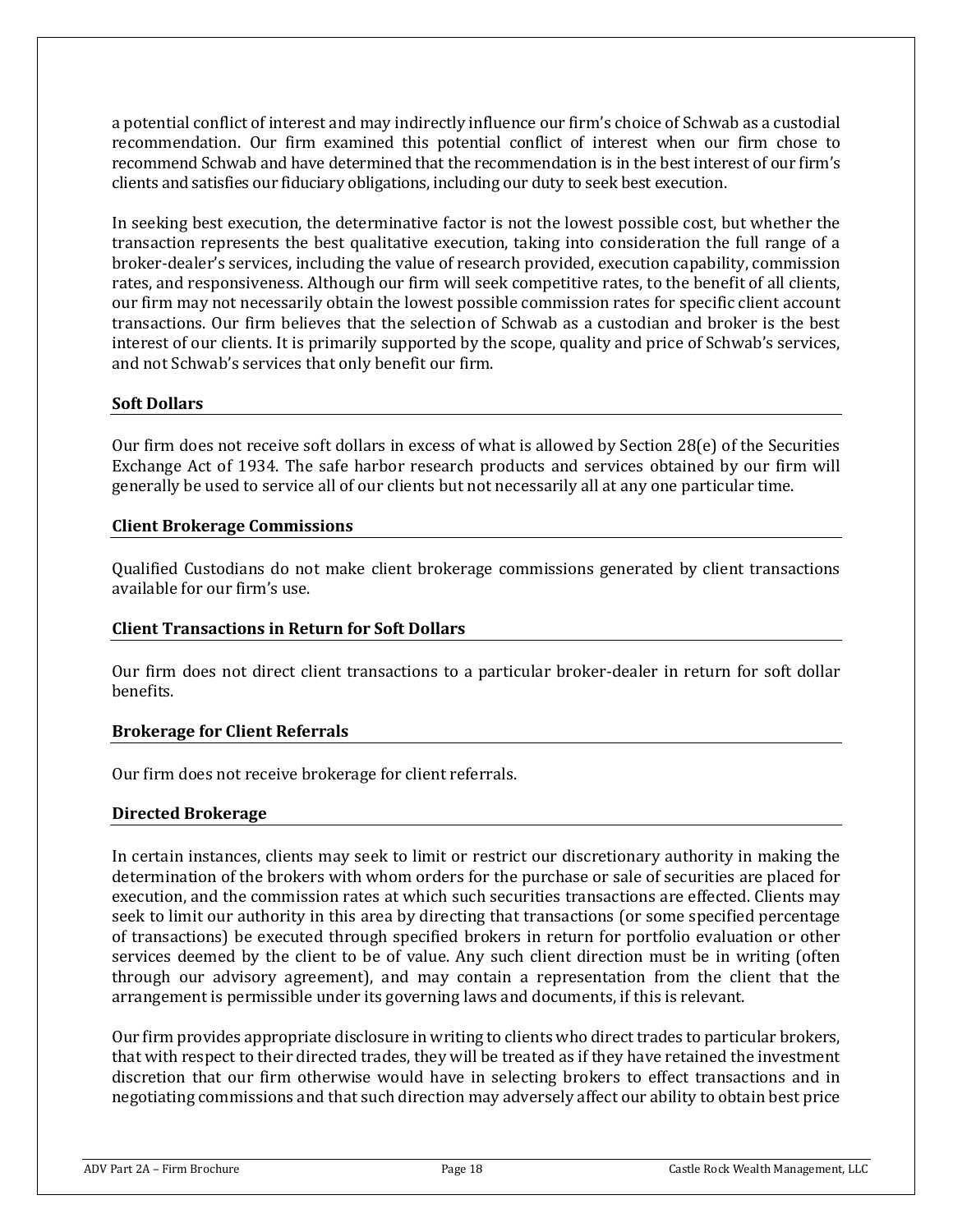a potential conflict of interest and may indirectly influence our firm's choice of Schwab as a custodial recommendation. Our firm examined this potential conflict of interest when our firm chose to recommend Schwab and have determined that the recommendation is in the best interest of our firm's clients and satisfies our fiduciary obligations, including our duty to seek best execution.

In seeking best execution, the determinative factor is not the lowest possible cost, but whether the transaction represents the best qualitative execution, taking into consideration the full range of a broker-dealer's services, including the value of research provided, execution capability, commission rates, and responsiveness. Although our firm will seek competitive rates, to the benefit of all clients, our firm may not necessarily obtain the lowest possible commission rates for specific client account transactions. Our firm believes that the selection of Schwab as a custodian and broker is the best interest of our clients. It is primarily supported by the scope, quality and price of Schwab's services, and not Schwab's services that only benefit our firm.

### Soft Dollars

Our firm does not receive soft dollars in excess of what is allowed by Section 28(e) of the Securities Exchange Act of 1934. The safe harbor research products and services obtained by our firm will generally be used to service all of our clients but not necessarily all at any one particular time.

### Client Brokerage Commissions

Qualified Custodians do not make client brokerage commissions generated by client transactions available for our firm's use.

### Client Transactions in Return for Soft Dollars

Our firm does not direct client transactions to a particular broker-dealer in return for soft dollar benefits.

### Brokerage for Client Referrals

Our firm does not receive brokerage for client referrals.

### Directed Brokerage

In certain instances, clients may seek to limit or restrict our discretionary authority in making the determination of the brokers with whom orders for the purchase or sale of securities are placed for execution, and the commission rates at which such securities transactions are effected. Clients may seek to limit our authority in this area by directing that transactions (or some specified percentage of transactions) be executed through specified brokers in return for portfolio evaluation or other services deemed by the client to be of value. Any such client direction must be in writing (often through our advisory agreement), and may contain a representation from the client that the arrangement is permissible under its governing laws and documents, if this is relevant.

Our firm provides appropriate disclosure in writing to clients who direct trades to particular brokers, that with respect to their directed trades, they will be treated as if they have retained the investment discretion that our firm otherwise would have in selecting brokers to effect transactions and in negotiating commissions and that such direction may adversely affect our ability to obtain best price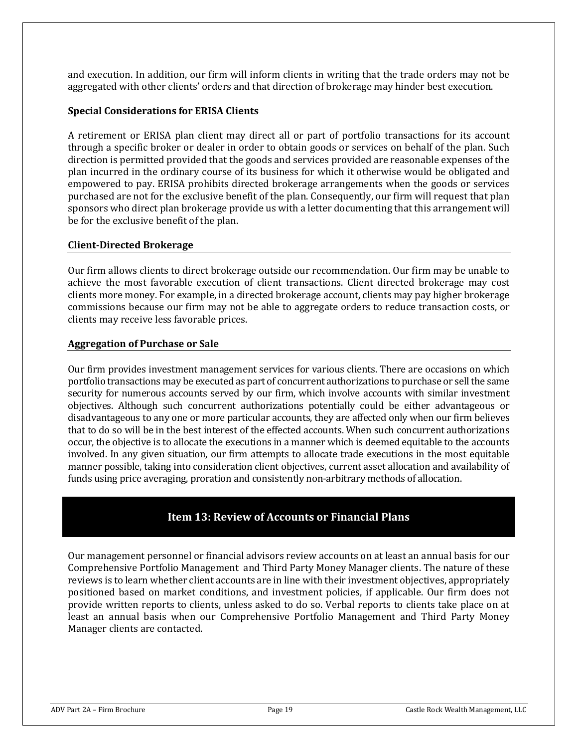and execution. In addition, our firm will inform clients in writing that the trade orders may not be aggregated with other clients' orders and that direction of brokerage may hinder best execution.

**Special Considerations for ERISA Clients**

A retirement or ERISA plan client may direct all or part of portfolio transactions for its account through a specific broker or dealer in order to obtain goods or services on behalf of the plan. Such direction is permitted provided that the goods and services provided are reasonable expenses of the plan incurred in the ordinary course of its business for which it otherwise would be obligated and empowered to pay. ERISA prohibits directed brokerage arrangements when the goods or services purchased are not for the exclusive benefit of the plan. Consequently, our firm will request that plan sponsors who direct plan brokerage provide us with a letter documenting that this arrangement will be for the exclusive benefit of the plan.

### Client-Directed Brokerage

Our firm allows clients to direct brokerage outside our recommendation. Our firm may be unable to achieve the most favorable execution of client transactions. Client directed brokerage may cost clients more money. For example, in a directed brokerage account, clients may pay higher brokerage commissions because our firm may not be able to aggregate orders to reduce transaction costs, or clients may receive less favorable prices.

### Aggregation of Purchase or Sale

Our firm provides investment management services for various clients. There are occasions on which portfolio transactions may be executed as part of concurrent authorizations to purchase or sell the same security for numerous accounts served by our firm, which involve accounts with similar investment objectives. Although such concurrent authorizations potentially could be either advantageous or disadvantageous to any one or more particular accounts, they are affected only when our firm believes that to do so will be in the best interest of the effected accounts. When such concurrent authorizations occur, the objective is to allocate the executions in a manner which is deemed equitable to the accounts involved. In any given situation, our firm attempts to allocate trade executions in the most equitable manner possible, taking into consideration client objectives, current asset allocation and availability of funds using price averaging, proration and consistently non-arbitrary methods of allocation.

## Item 13: Review of Accounts or Financial Plans

Our management personnel or financial advisors review accounts on at least an annual basis for our Comprehensive Portfolio Management and Third Party Money Manager clients. The nature of these reviews is to learn whether client accounts are in line with their investment objectives, appropriately positioned based on market conditions, and investment policies, if applicable. Our firm does not provide written reports to clients, unless asked to do so. Verbal reports to clients take place on at least an annual basis when our Comprehensive Portfolio Management and Third Party Money Manager clients are contacted.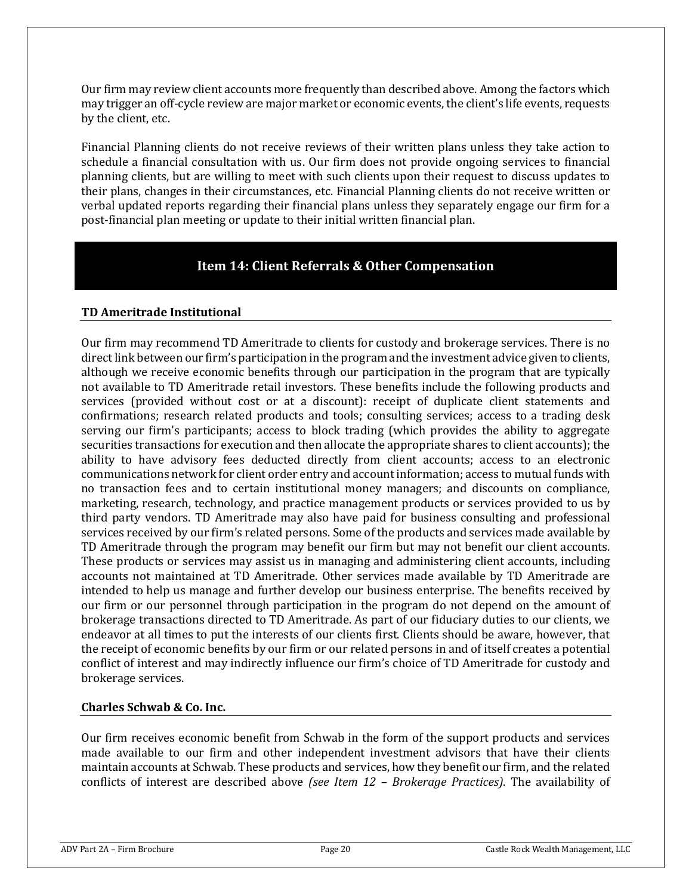Our firm may review client accounts more frequently than described above. Among the factors which may trigger an off-cycle review are major market or economic events, the client's life events, requests by the client, etc.

Financial Planning clients do not receive reviews of their written plans unless they take action to schedule a financial consultation with us. Our firm does not provide ongoing services to financial planning clients, but are willing to meet with such clients upon their request to discuss updates to their plans, changes in their circumstances, etc. Financial Planning clients do not receive written or verbal updated reports regarding their financial plans unless they separately engage our firm for a post-financial plan meeting or update to their initial written financial plan.

## Item 14: Client Referrals & Other Compensation

### TD Ameritrade Institutional

Our firm may recommend TD Ameritrade to clients for custody and brokerage services. There is no direct link between our firm's participation in the program and the investment advice given to clients, although we receive economic benefits through our participation in the program that are typically not available to TD Ameritrade retail investors. These benefits include the following products and services (provided without cost or at a discount): receipt of duplicate client statements and confirmations; research related products and tools; consulting services; access to a trading desk serving our firm's participants; access to block trading (which provides the ability to aggregate securities transactions for execution and then allocate the appropriate shares to client accounts); the ability to have advisory fees deducted directly from client accounts; access to an electronic communications network for client order entry and account information; access to mutual funds with no transaction fees and to certain institutional money managers; and discounts on compliance, marketing, research, technology, and practice management products or services provided to us by third party vendors. TD Ameritrade may also have paid for business consulting and professional services received by our firm's related persons. Some of the products and services made available by TD Ameritrade through the program may benefit our firm but may not benefit our client accounts. These products or services may assist us in managing and administering client accounts, including accounts not maintained at TD Ameritrade. Other services made available by TD Ameritrade are intended to help us manage and further develop our business enterprise. The benefits received by our firm or our personnel through participation in the program do not depend on the amount of brokerage transactions directed to TD Ameritrade. As part of our fiduciary duties to our clients, we endeavor at all times to put the interests of our clients first. Clients should be aware, however, that the receipt of economic benefits by our firm or our related persons in and of itself creates a potential conflict of interest and may indirectly influence our firm's choice of TD Ameritrade for custody and brokerage services.

### Charles Schwab & Co. Inc.

Our firm receives economic benefit from Schwab in the form of the support products and services made available to our firm and other independent investment advisors that have their clients maintain accounts at Schwab. These products and services, how they benefit our firm, and the related conflicts of interest are described above *(see Item 12 – Brokerage Practices)*. The availability of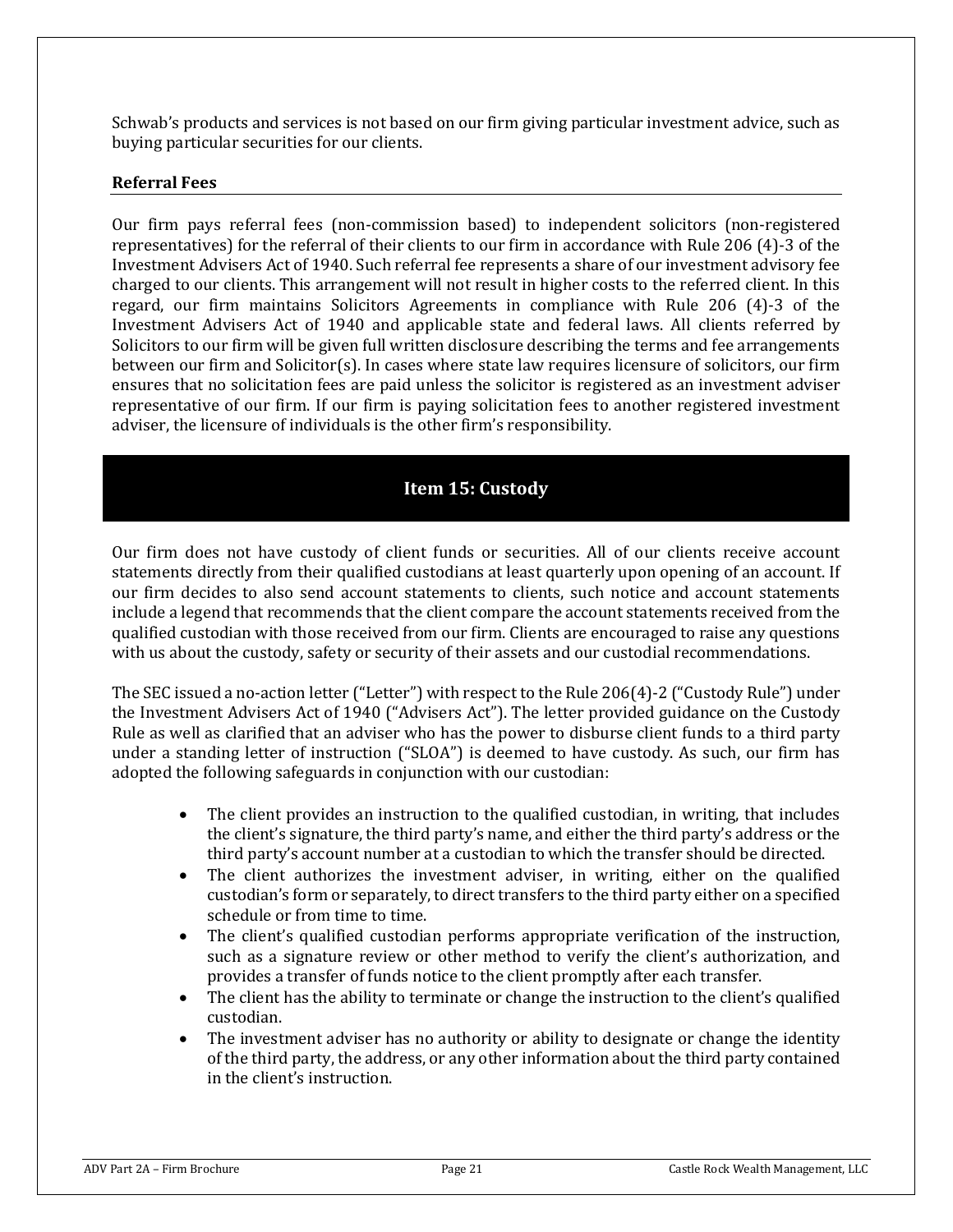Schwab's products and services is not based on our firm giving particular investment advice, such as buying particular securities for our clients.

### Referral Fees

Our firm pays referral fees (non-commission based) to independent solicitors (non-registered representatives) for the referral of their clients to our firm in accordance with Rule 206 (4)-3 of the Investment Advisers Act of 1940. Such referral fee represents a share of our investment advisory fee charged to our clients. This arrangement will not result in higher costs to the referred client. In this regard, our firm maintains Solicitors Agreements in compliance with Rule 206 (4)-3 of the Investment Advisers Act of 1940 and applicable state and federal laws. All clients referred by Solicitors to our firm will be given full written disclosure describing the terms and fee arrangements between our firm and Solicitor(s). In cases where state law requires licensure of solicitors, our firm ensures that no solicitation fees are paid unless the solicitor is registered as an investment adviser representative of our firm. If our firm is paying solicitation fees to another registered investment adviser, the licensure of individuals is the other firm's responsibility.

## Item 15: Custody

Our firm does not have custody of client funds or securities. All of our clients receive account statements directly from their qualified custodians at least quarterly upon opening of an account. If our firm decides to also send account statements to clients, such notice and account statements include a legend that recommends that the client compare the account statements received from the qualified custodian with those received from our firm. Clients are encouraged to raise any questions with us about the custody, safety or security of their assets and our custodial recommendations.

The SEC issued a no-action letter ("Letter") with respect to the Rule 206(4)-2 ("Custody Rule") under the Investment Advisers Act of 1940 ("Advisers Act"). The letter provided guidance on the Custody Rule as well as clarified that an adviser who has the power to disburse client funds to a third party under a standing letter of instruction ("SLOA") is deemed to have custody. As such, our firm has adopted the following safeguards in conjunction with our custodian:

- The client provides an instruction to the qualified custodian, in writing, that includes the client's signature, the third party's name, and either the third party's address or the third party's account number at a custodian to which the transfer should be directed.
- The client authorizes the investment adviser, in writing, either on the qualified custodian's form or separately, to direct transfers to the third party either on a specified schedule or from time to time.
- The client's qualified custodian performs appropriate verification of the instruction, such as a signature review or other method to verify the client's authorization, and provides a transfer of funds notice to the client promptly after each transfer.
- The client has the ability to terminate or change the instruction to the client's qualified custodian.
- The investment adviser has no authority or ability to designate or change the identity of the third party, the address, or any other information about the third party contained in the client's instruction.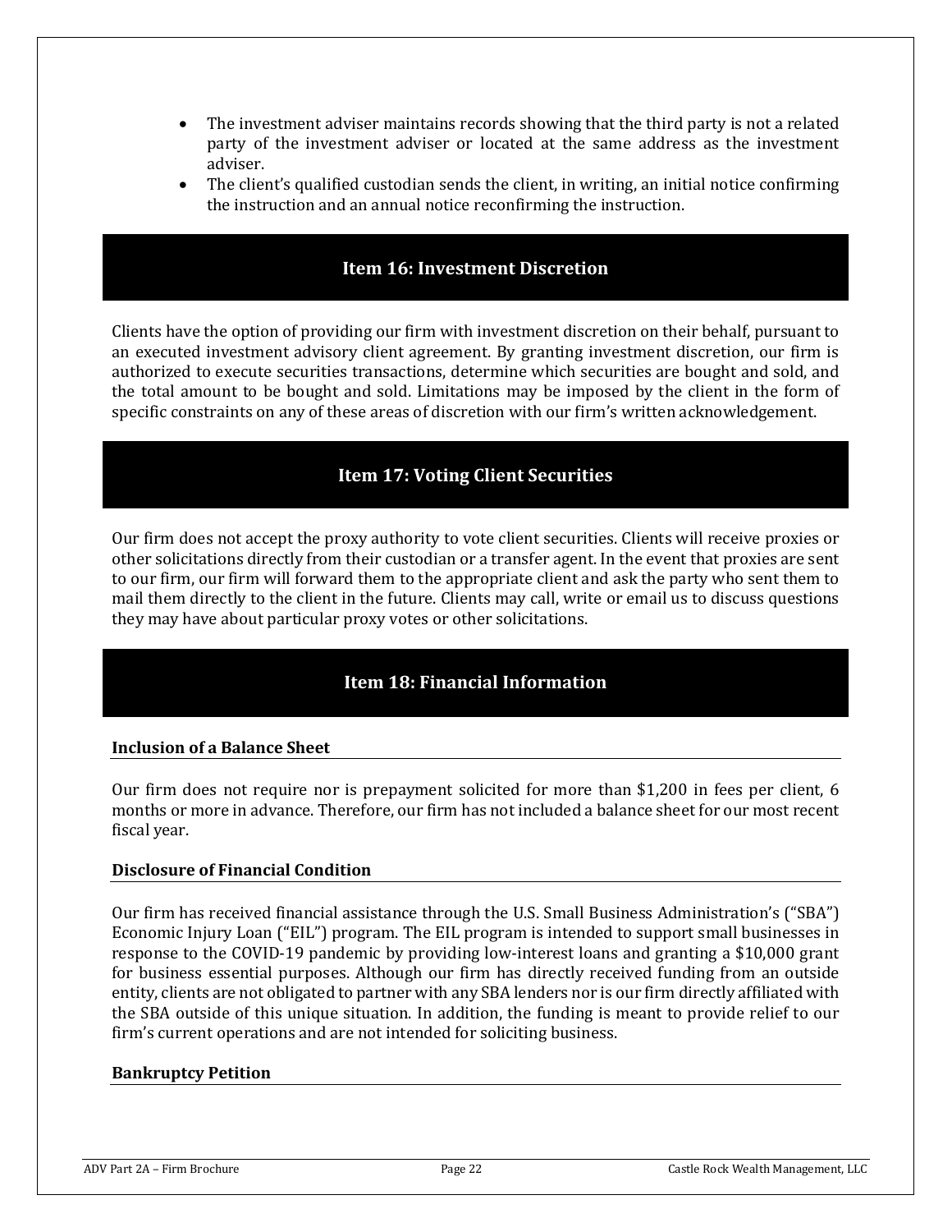- The investment adviser maintains records showing that the third party is not a related party of the investment adviser or located at the same address as the investment adviser.
- The client's qualified custodian sends the client, in writing, an initial notice confirming the instruction and an annual notice reconfirming the instruction.

## Item 16: Investment Discretion

Clients have the option of providing our firm with investment discretion on their behalf, pursuant to an executed investment advisory client agreement. By granting investment discretion, our firm is authorized to execute securities transactions, determine which securities are bought and sold, and the total amount to be bought and sold. Limitations may be imposed by the client in the form of specific constraints on any of these areas of discretion with our firm's written acknowledgement.

## Item 17: Voting Client Securities

Our firm does not accept the proxy authority to vote client securities. Clients will receive proxies or other solicitations directly from their custodian or a transfer agent. In the event that proxies are sent to our firm, our firm will forward them to the appropriate client and ask the party who sent them to mail them directly to the client in the future. Clients may call, write or email us to discuss questions they may have about particular proxy votes or other solicitations.

## Item 18: Financial Information

### Inclusion of a Balance Sheet

Our firm does not require nor is prepayment solicited for more than $1,200 in fees per client, 6 months or more in advance. Therefore, our firm has not included a balance sheet for our most recent fiscal year.

### Disclosure of Financial Condition

Our firm has received financial assistance through the U.S. Small Business Administration's ("SBA") Economic Injury Loan ("EIL") program. The EIL program is intended to support small businesses in response to the COVID-19 pandemic by providing low-interest loans and granting a $10,000 grant for business essential purposes. Although our firm has directly received funding from an outside entity, clients are not obligated to partner with any SBA lenders nor is our firm directly affiliated with the SBA outside of this unique situation. In addition, the funding is meant to provide relief to our firm's current operations and are not intended for soliciting business.

### Bankruptcy Petition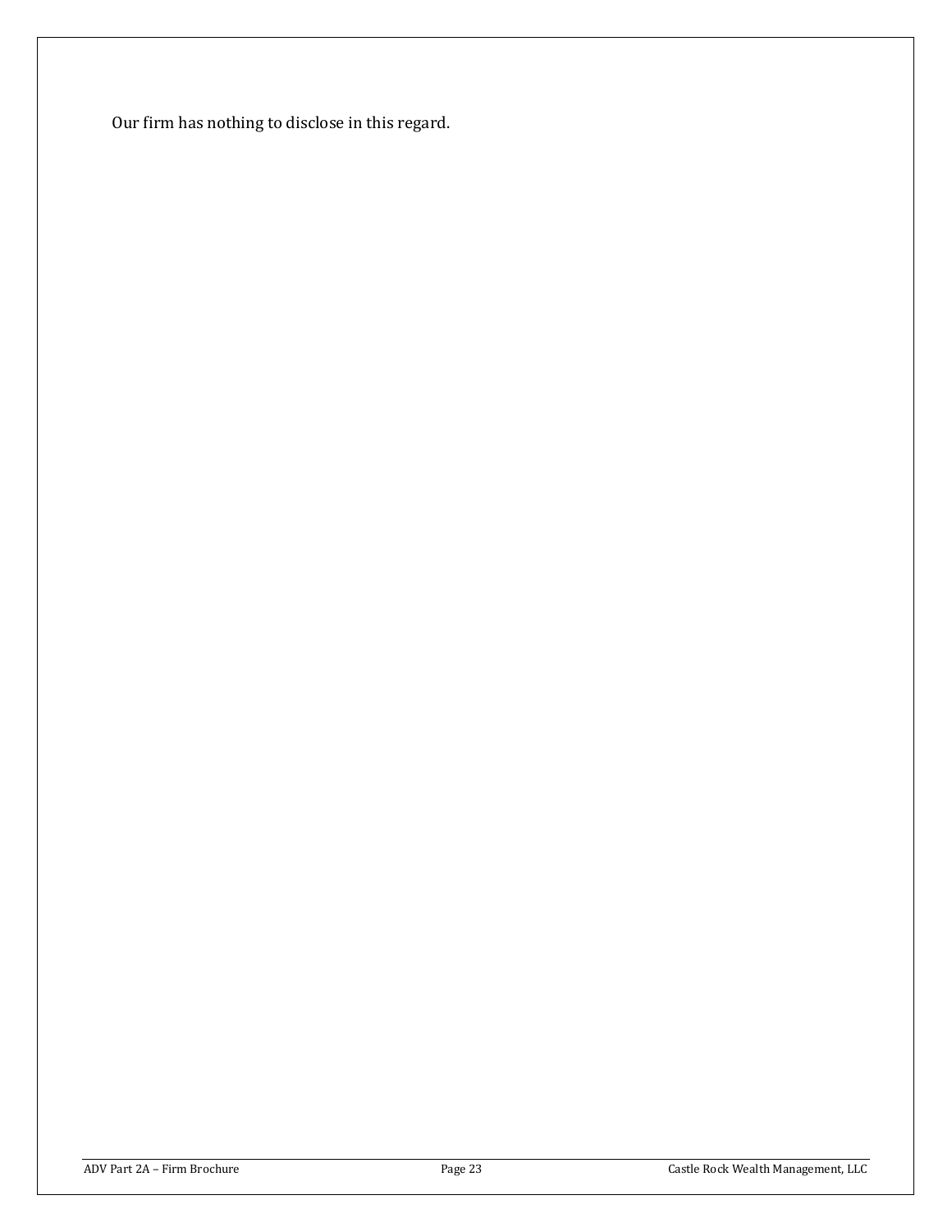Our firm has nothing to disclose in this regard.